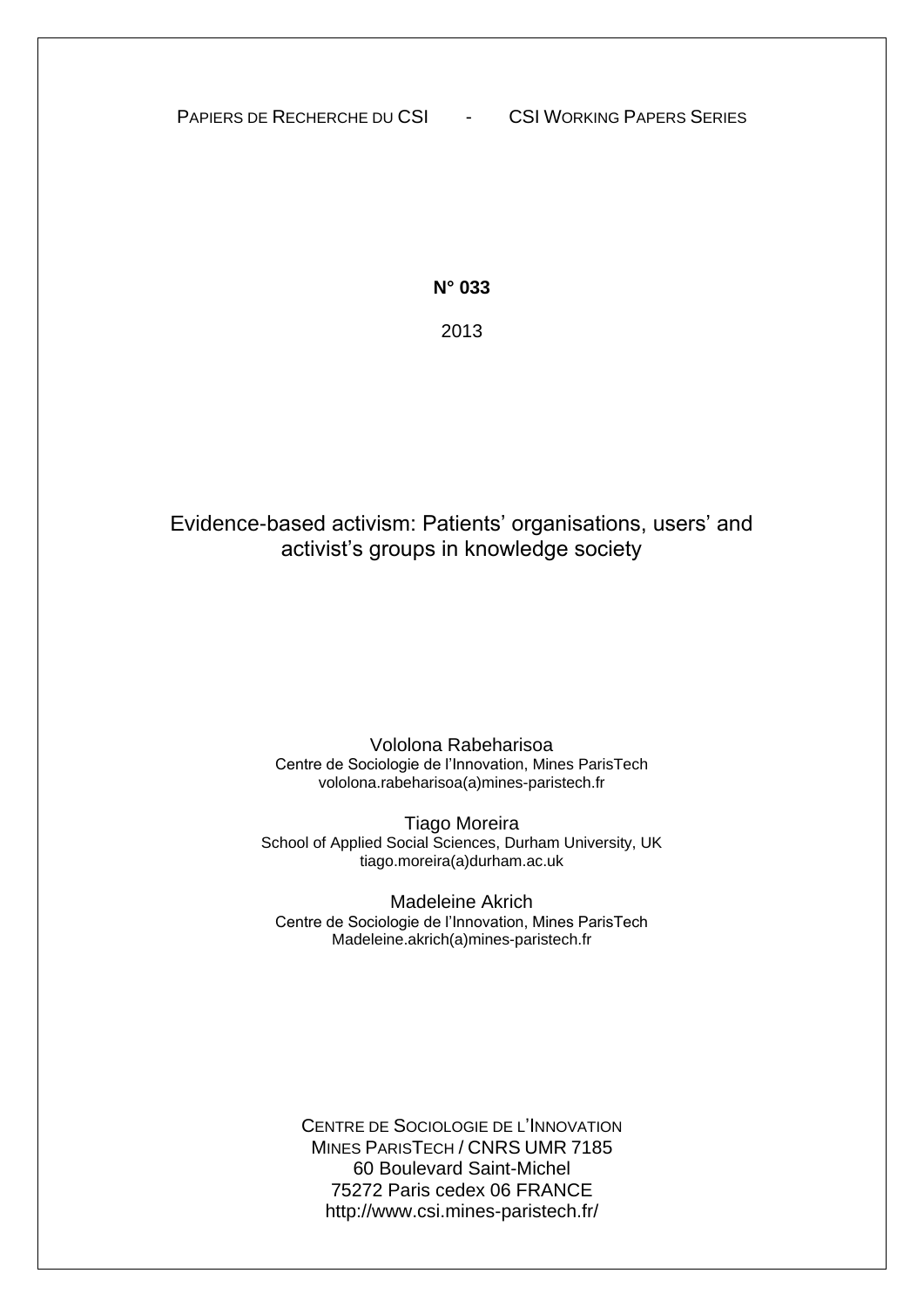PAPIERS DE RECHERCHE DU CSI - CSI WORKING PAPERS SERIES

**N° 033**

2013

# Evidence-based activism: Patients' organisations, users' and activist's groups in knowledge society

Vololona Rabeharisoa
Centre de Sociologie de l'Innovation, Mines ParisTech
vololona.rabeharisoa(a)mines-paristech.fr

Tiago Moreira
School of Applied Social Sciences, Durham University, UK
tiago.moreira(a)durham.ac.uk

Madeleine Akrich
Centre de Sociologie de l'Innovation, Mines ParisTech
Madeleine.akrich(a)mines-paristech.fr

CENTRE DE SOCIOLOGIE DE L'INNOVATION
MINES PARISTECH / CNRS UMR 7185
60 Boulevard Saint-Michel
75272 Paris cedex 06 FRANCE
http://www.csi.mines-paristech.fr/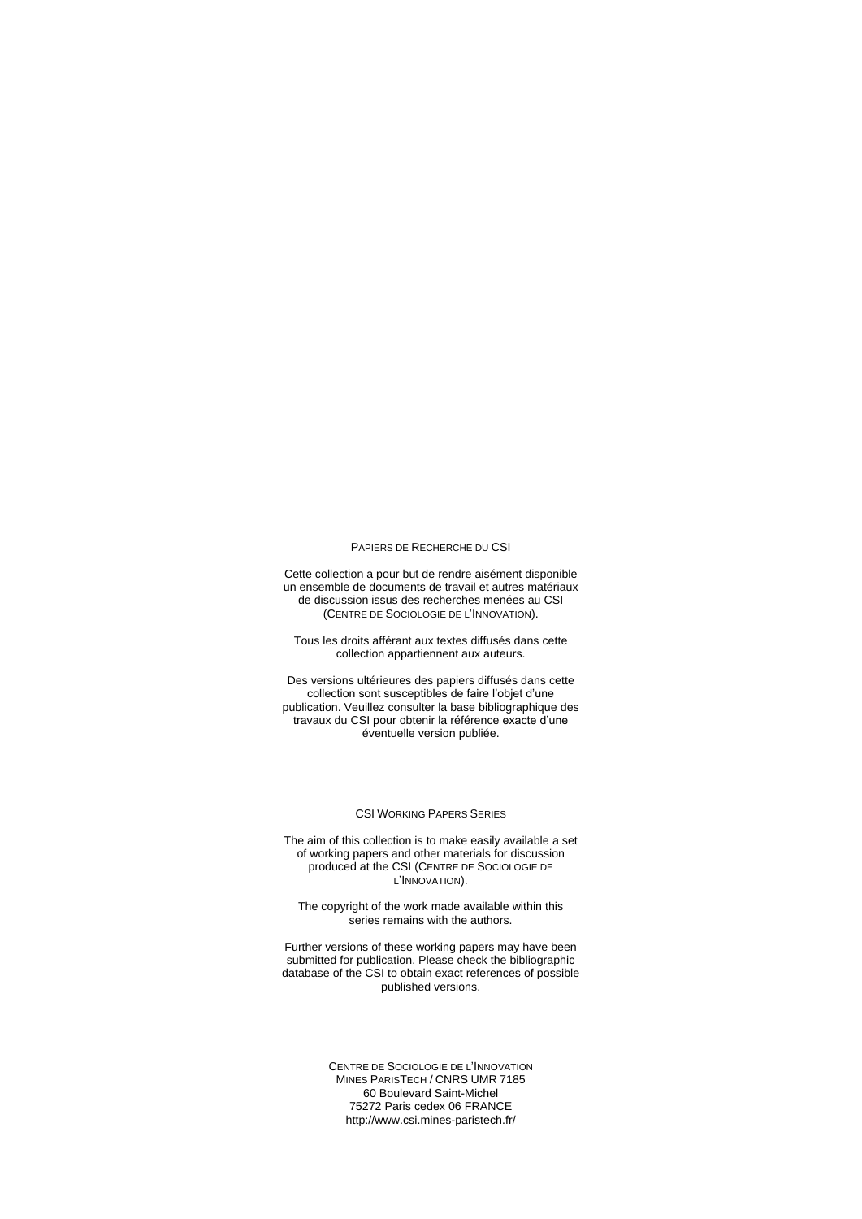PAPIERS DE RECHERCHE DU CSI

Cette collection a pour but de rendre aisément disponible un ensemble de documents de travail et autres matériaux de discussion issus des recherches menées au CSI (CENTRE DE SOCIOLOGIE DE L'INNOVATION).

Tous les droits afférant aux textes diffusés dans cette collection appartiennent aux auteurs.

Des versions ultérieures des papiers diffusés dans cette collection sont susceptibles de faire l'objet d'une publication. Veuillez consulter la base bibliographique des travaux du CSI pour obtenir la référence exacte d'une éventuelle version publiée.

CSI WORKING PAPERS SERIES

The aim of this collection is to make easily available a set of working papers and other materials for discussion produced at the CSI (CENTRE DE SOCIOLOGIE DE L'INNOVATION).

The copyright of the work made available within this series remains with the authors.

Further versions of these working papers may have been submitted for publication. Please check the bibliographic database of the CSI to obtain exact references of possible published versions.

CENTRE DE SOCIOLOGIE DE L'INNOVATION
MINES PARISTECH / CNRS UMR 7185
60 Boulevard Saint-Michel
75272 Paris cedex 06 FRANCE
http://www.csi.mines-paristech.fr/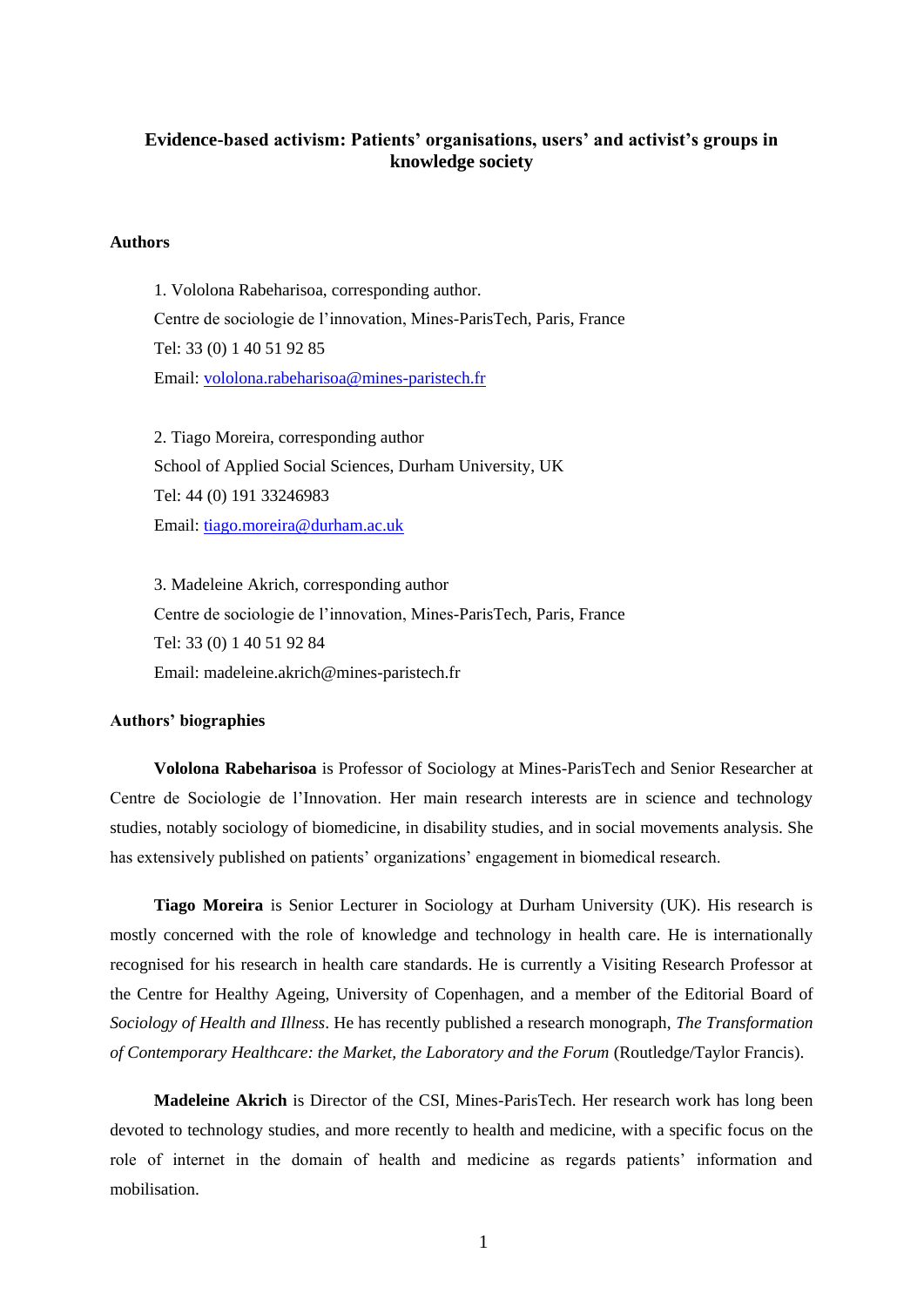**Evidence-based activism: Patients' organisations, users' and activist's groups in knowledge society**

**Authors**

1. Vololona Rabeharisoa, corresponding author.
Centre de sociologie de l'innovation, Mines-ParisTech, Paris, France
Tel: 33 (0) 1 40 51 92 85
Email: vololona.rabeharisoa@mines-paristech.fr

2. Tiago Moreira, corresponding author
School of Applied Social Sciences, Durham University, UK
Tel: 44 (0) 191 33246983
Email: tiago.moreira@durham.ac.uk

3. Madeleine Akrich, corresponding author
Centre de sociologie de l'innovation, Mines-ParisTech, Paris, France
Tel: 33 (0) 1 40 51 92 84
Email: madeleine.akrich@mines-paristech.fr

**Authors' biographies**

**Vololona Rabeharisoa** is Professor of Sociology at Mines-ParisTech and Senior Researcher at Centre de Sociologie de l'Innovation. Her main research interests are in science and technology studies, notably sociology of biomedicine, in disability studies, and in social movements analysis. She has extensively published on patients' organizations' engagement in biomedical research.

**Tiago Moreira** is Senior Lecturer in Sociology at Durham University (UK). His research is mostly concerned with the role of knowledge and technology in health care. He is internationally recognised for his research in health care standards. He is currently a Visiting Research Professor at the Centre for Healthy Ageing, University of Copenhagen, and a member of the Editorial Board of *Sociology of Health and Illness*. He has recently published a research monograph, *The Transformation of Contemporary Healthcare: the Market, the Laboratory and the Forum* (Routledge/Taylor Francis).

**Madeleine Akrich** is Director of the CSI, Mines-ParisTech. Her research work has long been devoted to technology studies, and more recently to health and medicine, with a specific focus on the role of internet in the domain of health and medicine as regards patients' information and mobilisation.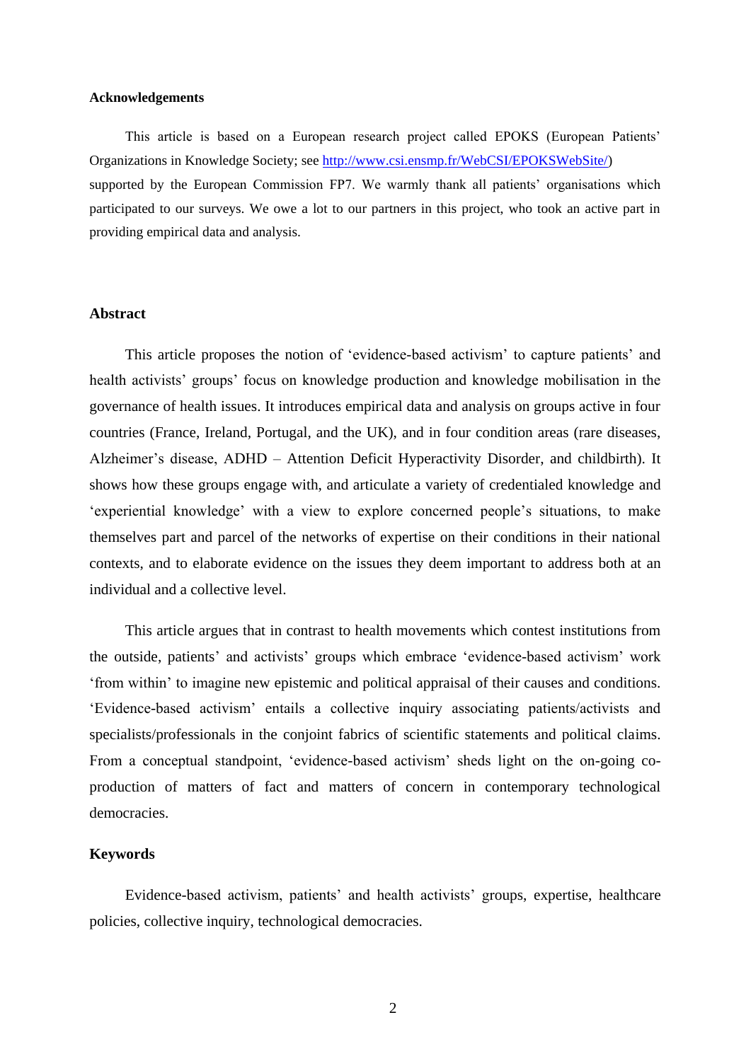**Acknowledgements**

This article is based on a European research project called EPOKS (European Patients' Organizations in Knowledge Society; see http://www.csi.ensmp.fr/WebCSI/EPOKSWebSite/) supported by the European Commission FP7. We warmly thank all patients' organisations which participated to our surveys. We owe a lot to our partners in this project, who took an active part in providing empirical data and analysis.

## Abstract

This article proposes the notion of 'evidence-based activism' to capture patients' and health activists' groups' focus on knowledge production and knowledge mobilisation in the governance of health issues. It introduces empirical data and analysis on groups active in four countries (France, Ireland, Portugal, and the UK), and in four condition areas (rare diseases, Alzheimer's disease, ADHD – Attention Deficit Hyperactivity Disorder, and childbirth). It shows how these groups engage with, and articulate a variety of credentialed knowledge and 'experiential knowledge' with a view to explore concerned people's situations, to make themselves part and parcel of the networks of expertise on their conditions in their national contexts, and to elaborate evidence on the issues they deem important to address both at an individual and a collective level.

This article argues that in contrast to health movements which contest institutions from the outside, patients' and activists' groups which embrace 'evidence-based activism' work 'from within' to imagine new epistemic and political appraisal of their causes and conditions. 'Evidence-based activism' entails a collective inquiry associating patients/activists and specialists/professionals in the conjoint fabrics of scientific statements and political claims. From a conceptual standpoint, 'evidence-based activism' sheds light on the on-going co-production of matters of fact and matters of concern in contemporary technological democracies.

## Keywords

Evidence-based activism, patients' and health activists' groups, expertise, healthcare policies, collective inquiry, technological democracies.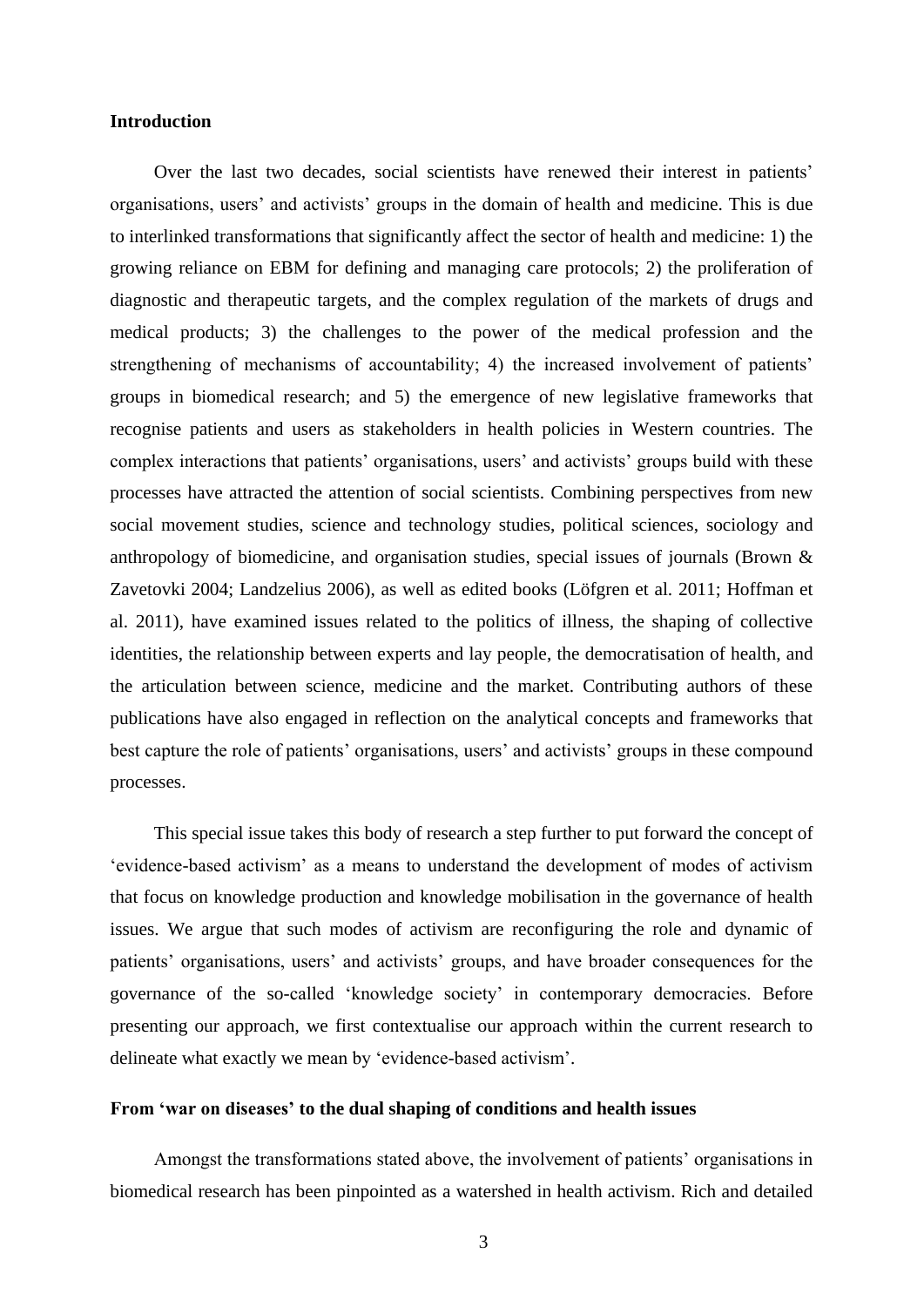## Introduction

Over the last two decades, social scientists have renewed their interest in patients' organisations, users' and activists' groups in the domain of health and medicine. This is due to interlinked transformations that significantly affect the sector of health and medicine: 1) the growing reliance on EBM for defining and managing care protocols; 2) the proliferation of diagnostic and therapeutic targets, and the complex regulation of the markets of drugs and medical products; 3) the challenges to the power of the medical profession and the strengthening of mechanisms of accountability; 4) the increased involvement of patients' groups in biomedical research; and 5) the emergence of new legislative frameworks that recognise patients and users as stakeholders in health policies in Western countries. The complex interactions that patients' organisations, users' and activists' groups build with these processes have attracted the attention of social scientists. Combining perspectives from new social movement studies, science and technology studies, political sciences, sociology and anthropology of biomedicine, and organisation studies, special issues of journals (Brown & Zavetovki 2004; Landzelius 2006), as well as edited books (Löfgren et al. 2011; Hoffman et al. 2011), have examined issues related to the politics of illness, the shaping of collective identities, the relationship between experts and lay people, the democratisation of health, and the articulation between science, medicine and the market. Contributing authors of these publications have also engaged in reflection on the analytical concepts and frameworks that best capture the role of patients' organisations, users' and activists' groups in these compound processes.

This special issue takes this body of research a step further to put forward the concept of 'evidence-based activism' as a means to understand the development of modes of activism that focus on knowledge production and knowledge mobilisation in the governance of health issues. We argue that such modes of activism are reconfiguring the role and dynamic of patients' organisations, users' and activists' groups, and have broader consequences for the governance of the so-called 'knowledge society' in contemporary democracies. Before presenting our approach, we first contextualise our approach within the current research to delineate what exactly we mean by 'evidence-based activism'.

## From 'war on diseases' to the dual shaping of conditions and health issues

Amongst the transformations stated above, the involvement of patients' organisations in biomedical research has been pinpointed as a watershed in health activism. Rich and detailed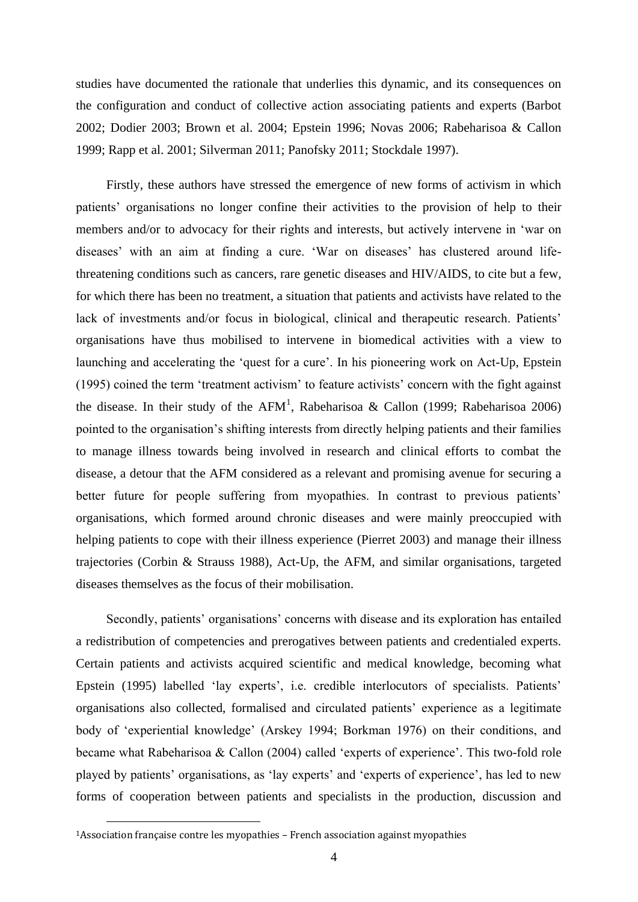studies have documented the rationale that underlies this dynamic, and its consequences on the configuration and conduct of collective action associating patients and experts (Barbot 2002; Dodier 2003; Brown et al. 2004; Epstein 1996; Novas 2006; Rabeharisoa & Callon 1999; Rapp et al. 2001; Silverman 2011; Panofsky 2011; Stockdale 1997).

Firstly, these authors have stressed the emergence of new forms of activism in which patients' organisations no longer confine their activities to the provision of help to their members and/or to advocacy for their rights and interests, but actively intervene in 'war on diseases' with an aim at finding a cure. 'War on diseases' has clustered around life-threatening conditions such as cancers, rare genetic diseases and HIV/AIDS, to cite but a few, for which there has been no treatment, a situation that patients and activists have related to the lack of investments and/or focus in biological, clinical and therapeutic research. Patients' organisations have thus mobilised to intervene in biomedical activities with a view to launching and accelerating the 'quest for a cure'. In his pioneering work on Act-Up, Epstein (1995) coined the term 'treatment activism' to feature activists' concern with the fight against the disease. In their study of the AFM[1], Rabeharisoa & Callon (1999; Rabeharisoa 2006) pointed to the organisation's shifting interests from directly helping patients and their families to manage illness towards being involved in research and clinical efforts to combat the disease, a detour that the AFM considered as a relevant and promising avenue for securing a better future for people suffering from myopathies. In contrast to previous patients' organisations, which formed around chronic diseases and were mainly preoccupied with helping patients to cope with their illness experience (Pierret 2003) and manage their illness trajectories (Corbin & Strauss 1988), Act-Up, the AFM, and similar organisations, targeted diseases themselves as the focus of their mobilisation.

Secondly, patients' organisations' concerns with disease and its exploration has entailed a redistribution of competencies and prerogatives between patients and credentialed experts. Certain patients and activists acquired scientific and medical knowledge, becoming what Epstein (1995) labelled 'lay experts', i.e. credible interlocutors of specialists. Patients' organisations also collected, formalised and circulated patients' experience as a legitimate body of 'experiential knowledge' (Arskey 1994; Borkman 1976) on their conditions, and became what Rabeharisoa & Callon (2004) called 'experts of experience'. This two-fold role played by patients' organisations, as 'lay experts' and 'experts of experience', has led to new forms of cooperation between patients and specialists in the production, discussion and

[1] Association française contre les myopathies – French association against myopathies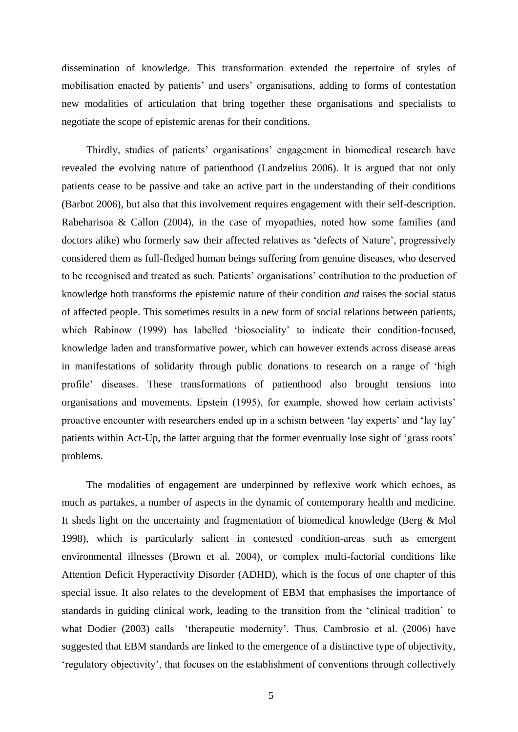dissemination of knowledge. This transformation extended the repertoire of styles of mobilisation enacted by patients' and users' organisations, adding to forms of contestation new modalities of articulation that bring together these organisations and specialists to negotiate the scope of epistemic arenas for their conditions.

Thirdly, studies of patients' organisations' engagement in biomedical research have revealed the evolving nature of patienthood (Landzelius 2006). It is argued that not only patients cease to be passive and take an active part in the understanding of their conditions (Barbot 2006), but also that this involvement requires engagement with their self-description. Rabeharisoa & Callon (2004), in the case of myopathies, noted how some families (and doctors alike) who formerly saw their affected relatives as 'defects of Nature', progressively considered them as full-fledged human beings suffering from genuine diseases, who deserved to be recognised and treated as such. Patients' organisations' contribution to the production of knowledge both transforms the epistemic nature of their condition *and* raises the social status of affected people. This sometimes results in a new form of social relations between patients, which Rabinow (1999) has labelled 'biosociality' to indicate their condition-focused, knowledge laden and transformative power, which can however extends across disease areas in manifestations of solidarity through public donations to research on a range of 'high profile' diseases. These transformations of patienthood also brought tensions into organisations and movements. Epstein (1995), for example, showed how certain activists' proactive encounter with researchers ended up in a schism between 'lay experts' and 'lay lay' patients within Act-Up, the latter arguing that the former eventually lose sight of 'grass roots' problems.

The modalities of engagement are underpinned by reflexive work which echoes, as much as partakes, a number of aspects in the dynamic of contemporary health and medicine. It sheds light on the uncertainty and fragmentation of biomedical knowledge (Berg & Mol 1998), which is particularly salient in contested condition-areas such as emergent environmental illnesses (Brown et al. 2004), or complex multi-factorial conditions like Attention Deficit Hyperactivity Disorder (ADHD), which is the focus of one chapter of this special issue. It also relates to the development of EBM that emphasises the importance of standards in guiding clinical work, leading to the transition from the 'clinical tradition' to what Dodier (2003) calls 'therapeutic modernity'. Thus, Cambrosio et al. (2006) have suggested that EBM standards are linked to the emergence of a distinctive type of objectivity, 'regulatory objectivity', that focuses on the establishment of conventions through collectively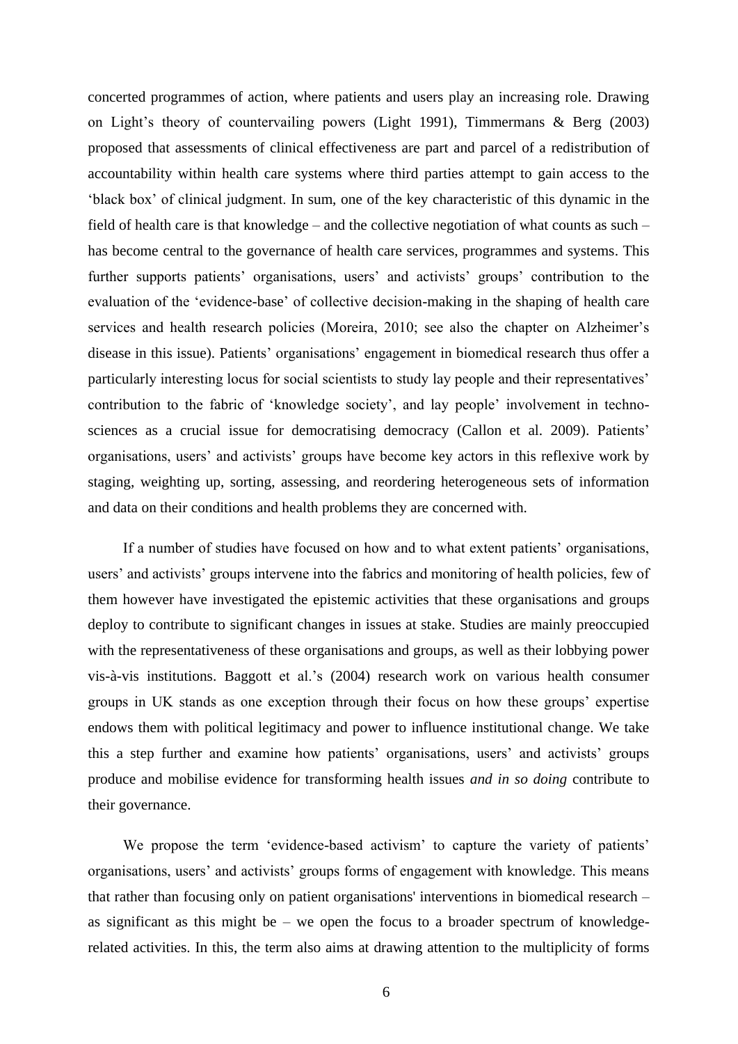concerted programmes of action, where patients and users play an increasing role. Drawing on Light's theory of countervailing powers (Light 1991), Timmermans & Berg (2003) proposed that assessments of clinical effectiveness are part and parcel of a redistribution of accountability within health care systems where third parties attempt to gain access to the 'black box' of clinical judgment. In sum, one of the key characteristic of this dynamic in the field of health care is that knowledge – and the collective negotiation of what counts as such – has become central to the governance of health care services, programmes and systems. This further supports patients' organisations, users' and activists' groups' contribution to the evaluation of the 'evidence-base' of collective decision-making in the shaping of health care services and health research policies (Moreira, 2010; see also the chapter on Alzheimer's disease in this issue). Patients' organisations' engagement in biomedical research thus offer a particularly interesting locus for social scientists to study lay people and their representatives' contribution to the fabric of 'knowledge society', and lay people' involvement in techno-sciences as a crucial issue for democratising democracy (Callon et al. 2009). Patients' organisations, users' and activists' groups have become key actors in this reflexive work by staging, weighting up, sorting, assessing, and reordering heterogeneous sets of information and data on their conditions and health problems they are concerned with.

If a number of studies have focused on how and to what extent patients' organisations, users' and activists' groups intervene into the fabrics and monitoring of health policies, few of them however have investigated the epistemic activities that these organisations and groups deploy to contribute to significant changes in issues at stake. Studies are mainly preoccupied with the representativeness of these organisations and groups, as well as their lobbying power vis-à-vis institutions. Baggott et al.'s (2004) research work on various health consumer groups in UK stands as one exception through their focus on how these groups' expertise endows them with political legitimacy and power to influence institutional change. We take this a step further and examine how patients' organisations, users' and activists' groups produce and mobilise evidence for transforming health issues *and in so doing* contribute to their governance.

We propose the term 'evidence-based activism' to capture the variety of patients' organisations, users' and activists' groups forms of engagement with knowledge. This means that rather than focusing only on patient organisations' interventions in biomedical research – as significant as this might be – we open the focus to a broader spectrum of knowledge-related activities. In this, the term also aims at drawing attention to the multiplicity of forms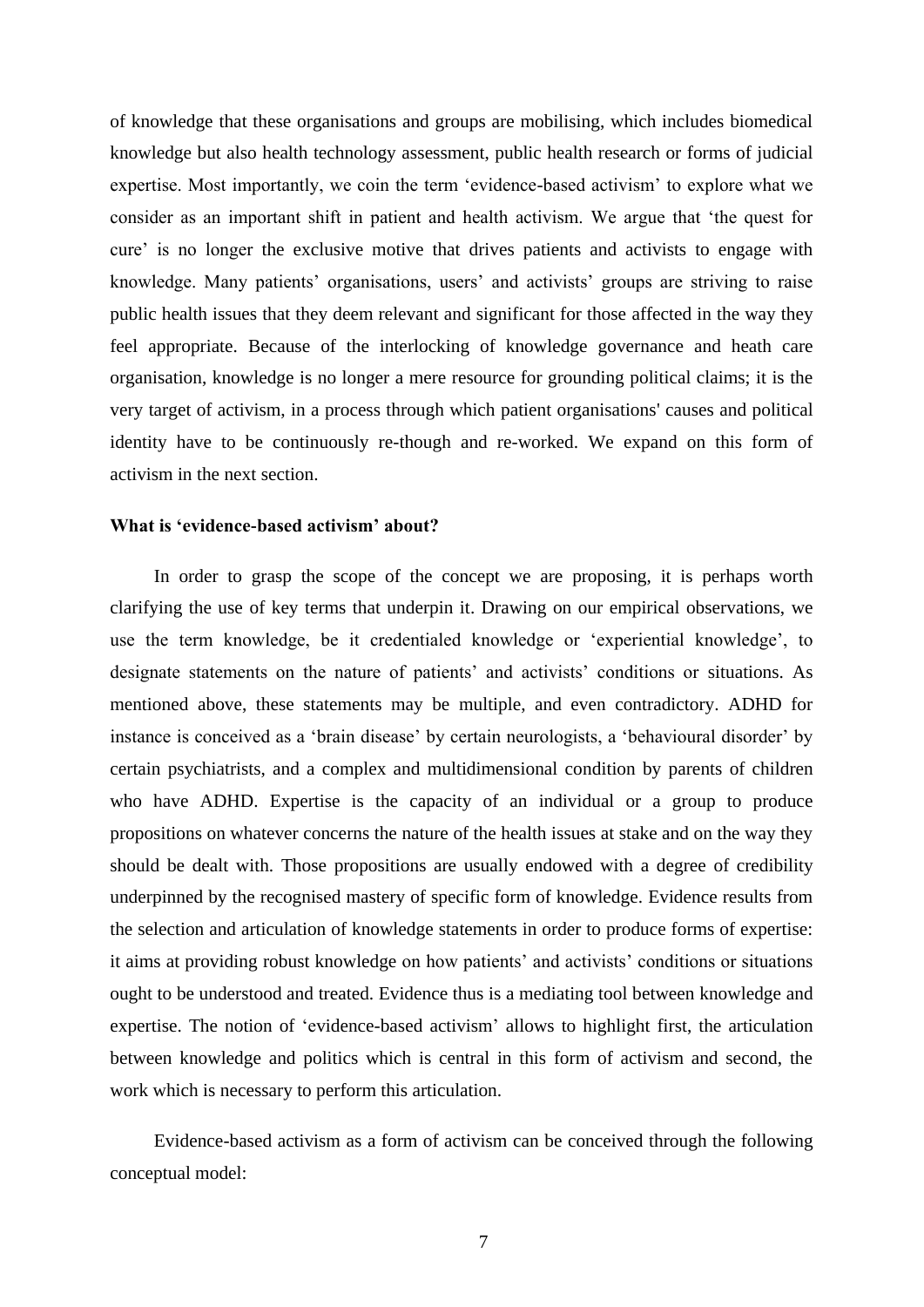of knowledge that these organisations and groups are mobilising, which includes biomedical knowledge but also health technology assessment, public health research or forms of judicial expertise. Most importantly, we coin the term 'evidence-based activism' to explore what we consider as an important shift in patient and health activism. We argue that 'the quest for cure' is no longer the exclusive motive that drives patients and activists to engage with knowledge. Many patients' organisations, users' and activists' groups are striving to raise public health issues that they deem relevant and significant for those affected in the way they feel appropriate. Because of the interlocking of knowledge governance and heath care organisation, knowledge is no longer a mere resource for grounding political claims; it is the very target of activism, in a process through which patient organisations' causes and political identity have to be continuously re-though and re-worked. We expand on this form of activism in the next section.

### What is 'evidence-based activism' about?

In order to grasp the scope of the concept we are proposing, it is perhaps worth clarifying the use of key terms that underpin it. Drawing on our empirical observations, we use the term knowledge, be it credentialed knowledge or 'experiential knowledge', to designate statements on the nature of patients' and activists' conditions or situations. As mentioned above, these statements may be multiple, and even contradictory. ADHD for instance is conceived as a 'brain disease' by certain neurologists, a 'behavioural disorder' by certain psychiatrists, and a complex and multidimensional condition by parents of children who have ADHD. Expertise is the capacity of an individual or a group to produce propositions on whatever concerns the nature of the health issues at stake and on the way they should be dealt with. Those propositions are usually endowed with a degree of credibility underpinned by the recognised mastery of specific form of knowledge. Evidence results from the selection and articulation of knowledge statements in order to produce forms of expertise: it aims at providing robust knowledge on how patients' and activists' conditions or situations ought to be understood and treated. Evidence thus is a mediating tool between knowledge and expertise. The notion of 'evidence-based activism' allows to highlight first, the articulation between knowledge and politics which is central in this form of activism and second, the work which is necessary to perform this articulation.

Evidence-based activism as a form of activism can be conceived through the following conceptual model: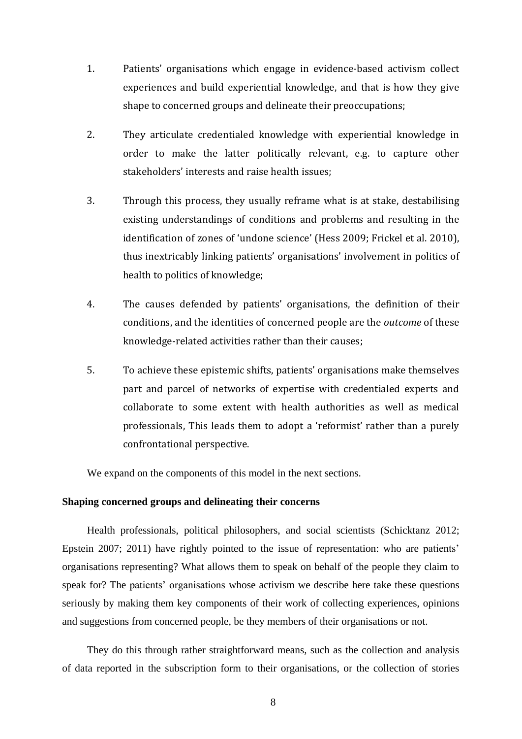1. Patients' organisations which engage in evidence-based activism collect experiences and build experiential knowledge, and that is how they give shape to concerned groups and delineate their preoccupations;

2. They articulate credentialed knowledge with experiential knowledge in order to make the latter politically relevant, e.g. to capture other stakeholders' interests and raise health issues;

3. Through this process, they usually reframe what is at stake, destabilising existing understandings of conditions and problems and resulting in the identification of zones of 'undone science' (Hess 2009; Frickel et al. 2010), thus inextricably linking patients' organisations' involvement in politics of health to politics of knowledge;

4. The causes defended by patients' organisations, the definition of their conditions, and the identities of concerned people are the *outcome* of these knowledge-related activities rather than their causes;

5. To achieve these epistemic shifts, patients' organisations make themselves part and parcel of networks of expertise with credentialed experts and collaborate to some extent with health authorities as well as medical professionals, This leads them to adopt a 'reformist' rather than a purely confrontational perspective.

We expand on the components of this model in the next sections.

**Shaping concerned groups and delineating their concerns**

Health professionals, political philosophers, and social scientists (Schicktanz 2012; Epstein 2007; 2011) have rightly pointed to the issue of representation: who are patients' organisations representing? What allows them to speak on behalf of the people they claim to speak for? The patients' organisations whose activism we describe here take these questions seriously by making them key components of their work of collecting experiences, opinions and suggestions from concerned people, be they members of their organisations or not.

They do this through rather straightforward means, such as the collection and analysis of data reported in the subscription form to their organisations, or the collection of stories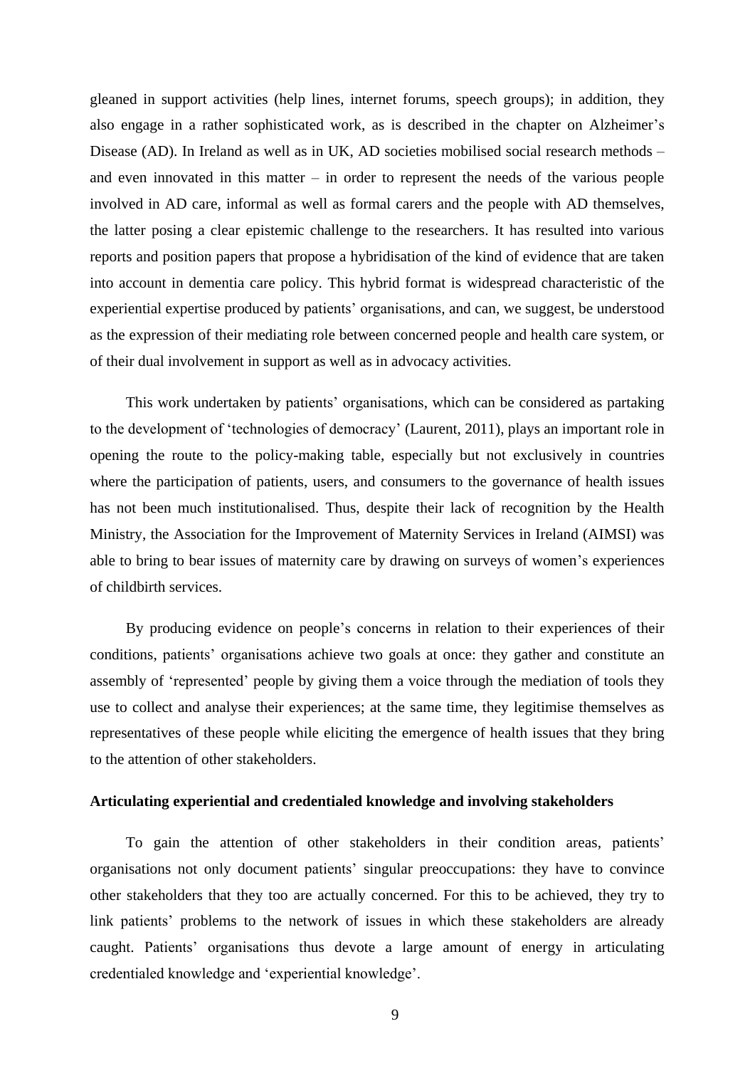gleaned in support activities (help lines, internet forums, speech groups); in addition, they also engage in a rather sophisticated work, as is described in the chapter on Alzheimer's Disease (AD). In Ireland as well as in UK, AD societies mobilised social research methods – and even innovated in this matter – in order to represent the needs of the various people involved in AD care, informal as well as formal carers and the people with AD themselves, the latter posing a clear epistemic challenge to the researchers. It has resulted into various reports and position papers that propose a hybridisation of the kind of evidence that are taken into account in dementia care policy. This hybrid format is widespread characteristic of the experiential expertise produced by patients' organisations, and can, we suggest, be understood as the expression of their mediating role between concerned people and health care system, or of their dual involvement in support as well as in advocacy activities.

This work undertaken by patients' organisations, which can be considered as partaking to the development of 'technologies of democracy' (Laurent, 2011), plays an important role in opening the route to the policy-making table, especially but not exclusively in countries where the participation of patients, users, and consumers to the governance of health issues has not been much institutionalised. Thus, despite their lack of recognition by the Health Ministry, the Association for the Improvement of Maternity Services in Ireland (AIMSI) was able to bring to bear issues of maternity care by drawing on surveys of women's experiences of childbirth services.

By producing evidence on people's concerns in relation to their experiences of their conditions, patients' organisations achieve two goals at once: they gather and constitute an assembly of 'represented' people by giving them a voice through the mediation of tools they use to collect and analyse their experiences; at the same time, they legitimise themselves as representatives of these people while eliciting the emergence of health issues that they bring to the attention of other stakeholders.

**Articulating experiential and credentialed knowledge and involving stakeholders**

To gain the attention of other stakeholders in their condition areas, patients' organisations not only document patients' singular preoccupations: they have to convince other stakeholders that they too are actually concerned. For this to be achieved, they try to link patients' problems to the network of issues in which these stakeholders are already caught. Patients' organisations thus devote a large amount of energy in articulating credentialed knowledge and 'experiential knowledge'.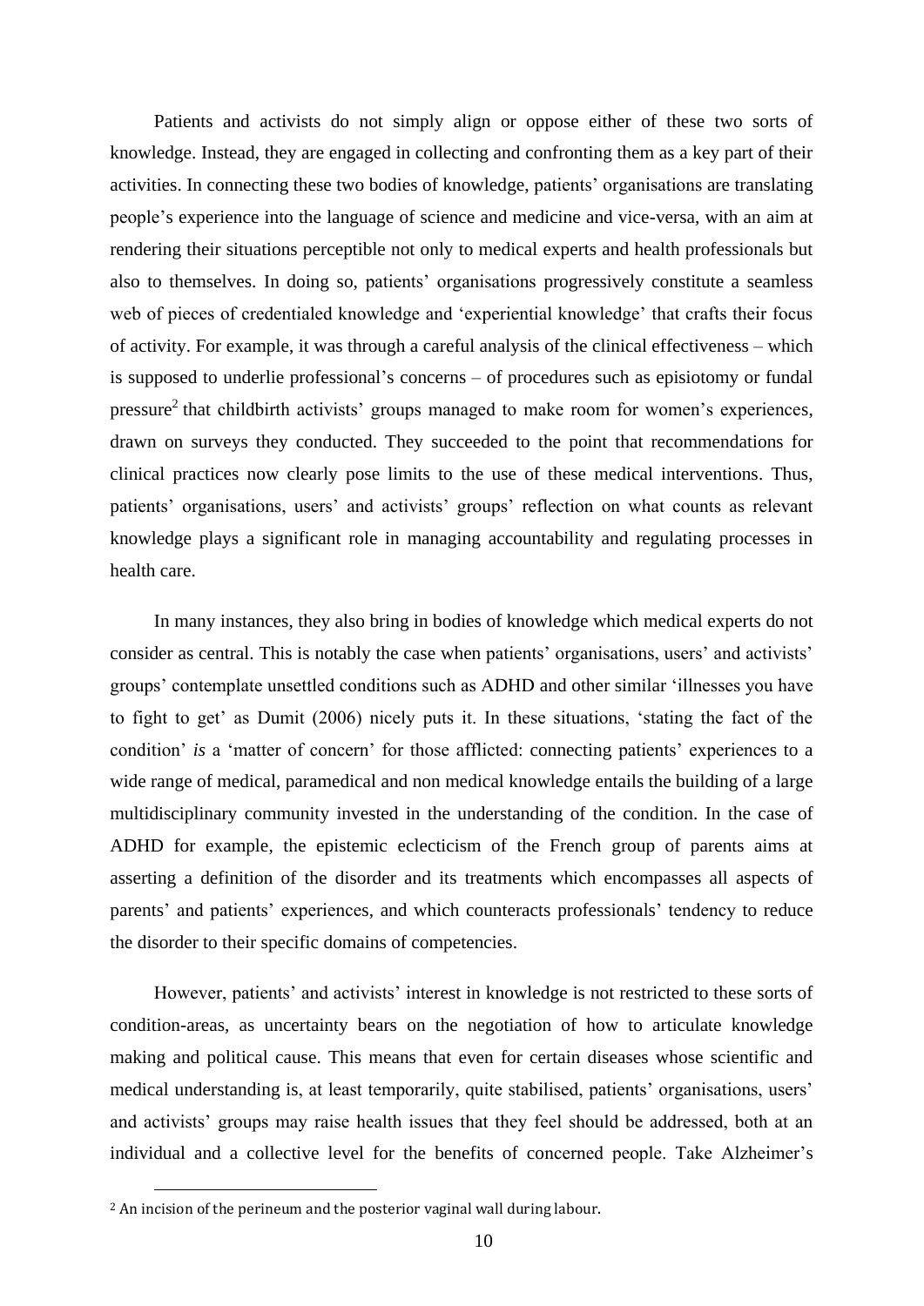Patients and activists do not simply align or oppose either of these two sorts of knowledge. Instead, they are engaged in collecting and confronting them as a key part of their activities. In connecting these two bodies of knowledge, patients' organisations are translating people's experience into the language of science and medicine and vice-versa, with an aim at rendering their situations perceptible not only to medical experts and health professionals but also to themselves. In doing so, patients' organisations progressively constitute a seamless web of pieces of credentialed knowledge and 'experiential knowledge' that crafts their focus of activity. For example, it was through a careful analysis of the clinical effectiveness – which is supposed to underlie professional's concerns – of procedures such as episiotomy or fundal pressure[2] that childbirth activists' groups managed to make room for women's experiences, drawn on surveys they conducted. They succeeded to the point that recommendations for clinical practices now clearly pose limits to the use of these medical interventions. Thus, patients' organisations, users' and activists' groups' reflection on what counts as relevant knowledge plays a significant role in managing accountability and regulating processes in health care.

In many instances, they also bring in bodies of knowledge which medical experts do not consider as central. This is notably the case when patients' organisations, users' and activists' groups' contemplate unsettled conditions such as ADHD and other similar 'illnesses you have to fight to get' as Dumit (2006) nicely puts it. In these situations, 'stating the fact of the condition' *is* a 'matter of concern' for those afflicted: connecting patients' experiences to a wide range of medical, paramedical and non medical knowledge entails the building of a large multidisciplinary community invested in the understanding of the condition. In the case of ADHD for example, the epistemic eclecticism of the French group of parents aims at asserting a definition of the disorder and its treatments which encompasses all aspects of parents' and patients' experiences, and which counteracts professionals' tendency to reduce the disorder to their specific domains of competencies.

However, patients' and activists' interest in knowledge is not restricted to these sorts of condition-areas, as uncertainty bears on the negotiation of how to articulate knowledge making and political cause. This means that even for certain diseases whose scientific and medical understanding is, at least temporarily, quite stabilised, patients' organisations, users' and activists' groups may raise health issues that they feel should be addressed, both at an individual and a collective level for the benefits of concerned people. Take Alzheimer's

---

[2] An incision of the perineum and the posterior vaginal wall during labour.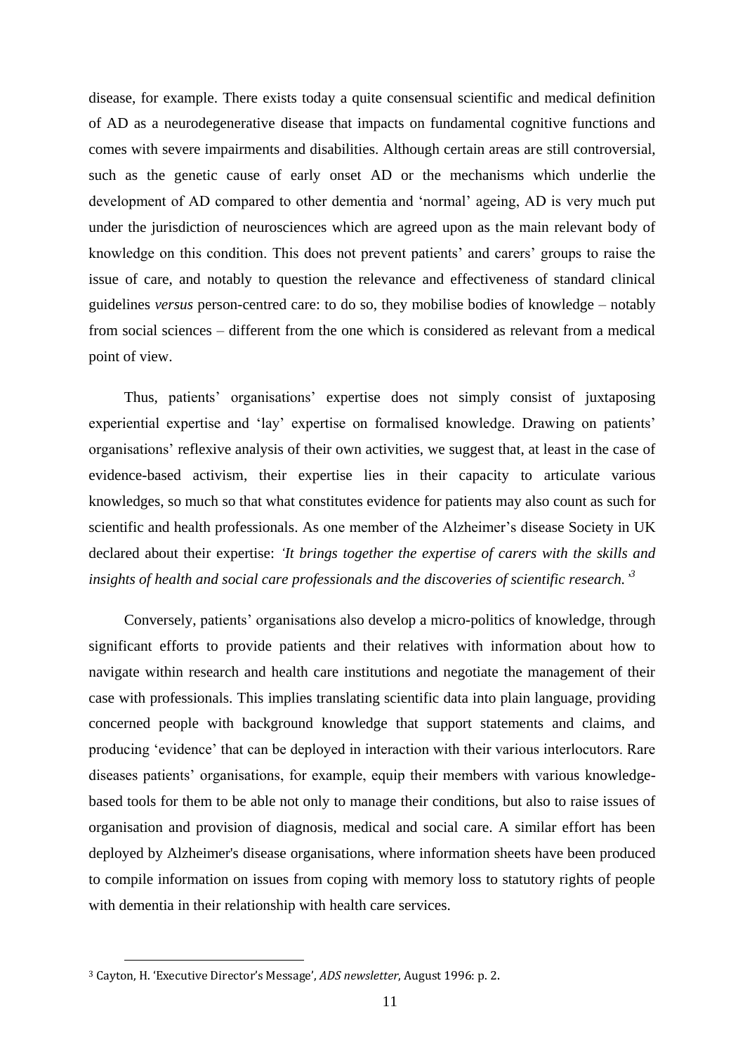disease, for example. There exists today a quite consensual scientific and medical definition of AD as a neurodegenerative disease that impacts on fundamental cognitive functions and comes with severe impairments and disabilities. Although certain areas are still controversial, such as the genetic cause of early onset AD or the mechanisms which underlie the development of AD compared to other dementia and 'normal' ageing, AD is very much put under the jurisdiction of neurosciences which are agreed upon as the main relevant body of knowledge on this condition. This does not prevent patients' and carers' groups to raise the issue of care, and notably to question the relevance and effectiveness of standard clinical guidelines *versus* person-centred care: to do so, they mobilise bodies of knowledge – notably from social sciences – different from the one which is considered as relevant from a medical point of view.

Thus, patients' organisations' expertise does not simply consist of juxtaposing experiential expertise and 'lay' expertise on formalised knowledge. Drawing on patients' organisations' reflexive analysis of their own activities, we suggest that, at least in the case of evidence-based activism, their expertise lies in their capacity to articulate various knowledges, so much so that what constitutes evidence for patients may also count as such for scientific and health professionals. As one member of the Alzheimer's disease Society in UK declared about their expertise: *'It brings together the expertise of carers with the skills and insights of health and social care professionals and the discoveries of scientific research.'*[3]

Conversely, patients' organisations also develop a micro-politics of knowledge, through significant efforts to provide patients and their relatives with information about how to navigate within research and health care institutions and negotiate the management of their case with professionals. This implies translating scientific data into plain language, providing concerned people with background knowledge that support statements and claims, and producing 'evidence' that can be deployed in interaction with their various interlocutors. Rare diseases patients' organisations, for example, equip their members with various knowledge-based tools for them to be able not only to manage their conditions, but also to raise issues of organisation and provision of diagnosis, medical and social care. A similar effort has been deployed by Alzheimer's disease organisations, where information sheets have been produced to compile information on issues from coping with memory loss to statutory rights of people with dementia in their relationship with health care services.

---

[3] Cayton, H. 'Executive Director's Message', *ADS newsletter*, August 1996: p. 2.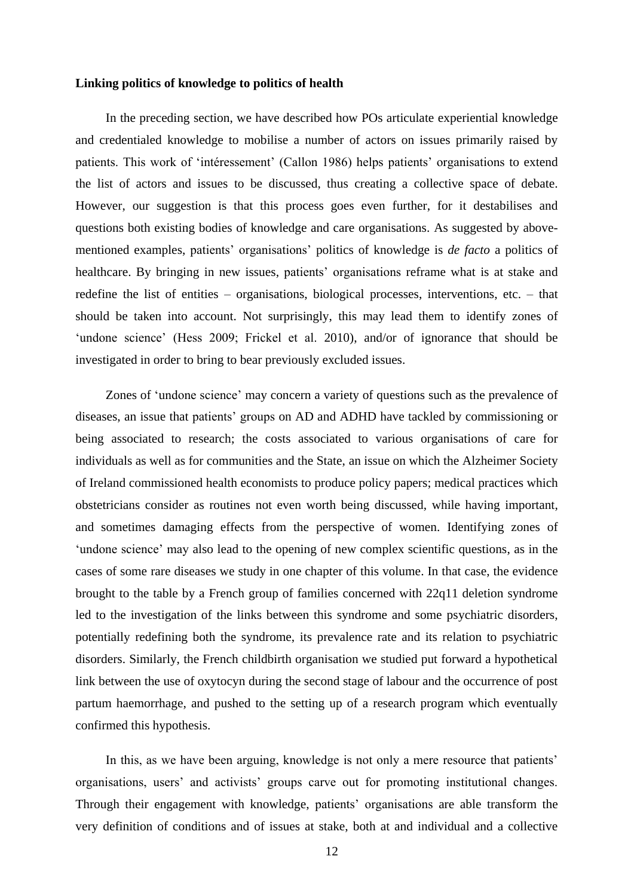**Linking politics of knowledge to politics of health**

In the preceding section, we have described how POs articulate experiential knowledge and credentialed knowledge to mobilise a number of actors on issues primarily raised by patients. This work of 'intéressement' (Callon 1986) helps patients' organisations to extend the list of actors and issues to be discussed, thus creating a collective space of debate. However, our suggestion is that this process goes even further, for it destabilises and questions both existing bodies of knowledge and care organisations. As suggested by above-mentioned examples, patients' organisations' politics of knowledge is *de facto* a politics of healthcare. By bringing in new issues, patients' organisations reframe what is at stake and redefine the list of entities – organisations, biological processes, interventions, etc. – that should be taken into account. Not surprisingly, this may lead them to identify zones of 'undone science' (Hess 2009; Frickel et al. 2010), and/or of ignorance that should be investigated in order to bring to bear previously excluded issues.

Zones of 'undone science' may concern a variety of questions such as the prevalence of diseases, an issue that patients' groups on AD and ADHD have tackled by commissioning or being associated to research; the costs associated to various organisations of care for individuals as well as for communities and the State, an issue on which the Alzheimer Society of Ireland commissioned health economists to produce policy papers; medical practices which obstetricians consider as routines not even worth being discussed, while having important, and sometimes damaging effects from the perspective of women. Identifying zones of 'undone science' may also lead to the opening of new complex scientific questions, as in the cases of some rare diseases we study in one chapter of this volume. In that case, the evidence brought to the table by a French group of families concerned with 22q11 deletion syndrome led to the investigation of the links between this syndrome and some psychiatric disorders, potentially redefining both the syndrome, its prevalence rate and its relation to psychiatric disorders. Similarly, the French childbirth organisation we studied put forward a hypothetical link between the use of oxytocyn during the second stage of labour and the occurrence of post partum haemorrhage, and pushed to the setting up of a research program which eventually confirmed this hypothesis.

In this, as we have been arguing, knowledge is not only a mere resource that patients' organisations, users' and activists' groups carve out for promoting institutional changes. Through their engagement with knowledge, patients' organisations are able transform the very definition of conditions and of issues at stake, both at and individual and a collective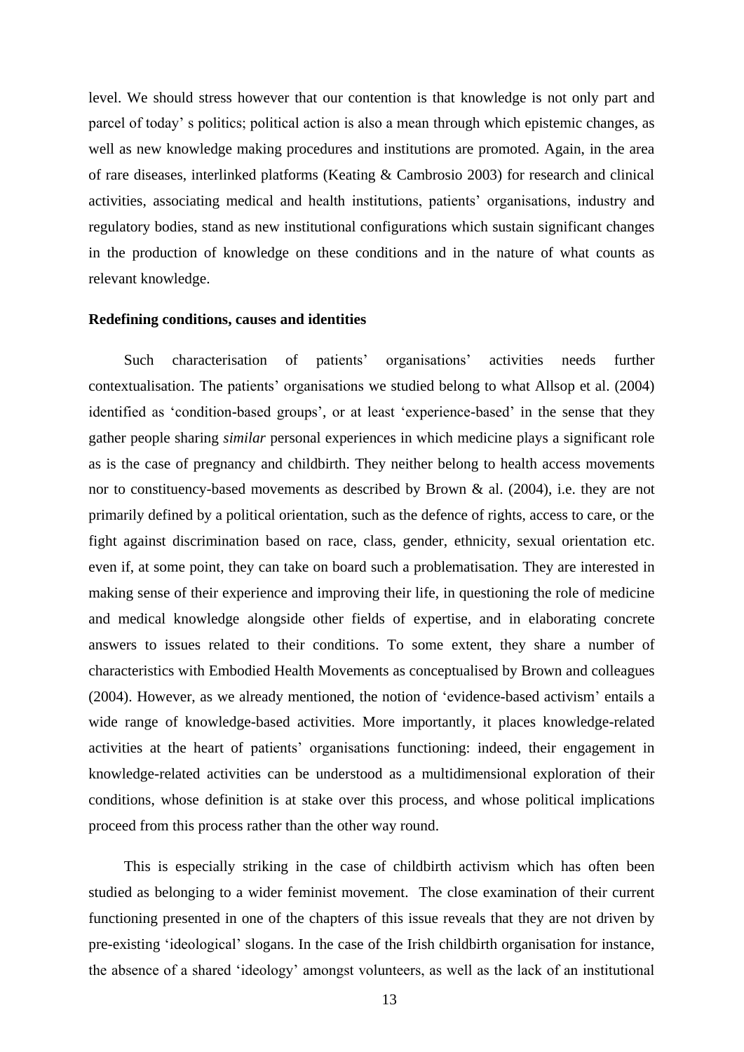level. We should stress however that our contention is that knowledge is not only part and parcel of today' s politics; political action is also a mean through which epistemic changes, as well as new knowledge making procedures and institutions are promoted. Again, in the area of rare diseases, interlinked platforms (Keating & Cambrosio 2003) for research and clinical activities, associating medical and health institutions, patients' organisations, industry and regulatory bodies, stand as new institutional configurations which sustain significant changes in the production of knowledge on these conditions and in the nature of what counts as relevant knowledge.

**Redefining conditions, causes and identities**

Such characterisation of patients' organisations' activities needs further contextualisation. The patients' organisations we studied belong to what Allsop et al. (2004) identified as 'condition-based groups', or at least 'experience-based' in the sense that they gather people sharing *similar* personal experiences in which medicine plays a significant role as is the case of pregnancy and childbirth. They neither belong to health access movements nor to constituency-based movements as described by Brown & al. (2004), i.e. they are not primarily defined by a political orientation, such as the defence of rights, access to care, or the fight against discrimination based on race, class, gender, ethnicity, sexual orientation etc. even if, at some point, they can take on board such a problematisation. They are interested in making sense of their experience and improving their life, in questioning the role of medicine and medical knowledge alongside other fields of expertise, and in elaborating concrete answers to issues related to their conditions. To some extent, they share a number of characteristics with Embodied Health Movements as conceptualised by Brown and colleagues (2004). However, as we already mentioned, the notion of 'evidence-based activism' entails a wide range of knowledge-based activities. More importantly, it places knowledge-related activities at the heart of patients' organisations functioning: indeed, their engagement in knowledge-related activities can be understood as a multidimensional exploration of their conditions, whose definition is at stake over this process, and whose political implications proceed from this process rather than the other way round.

This is especially striking in the case of childbirth activism which has often been studied as belonging to a wider feminist movement. The close examination of their current functioning presented in one of the chapters of this issue reveals that they are not driven by pre-existing 'ideological' slogans. In the case of the Irish childbirth organisation for instance, the absence of a shared 'ideology' amongst volunteers, as well as the lack of an institutional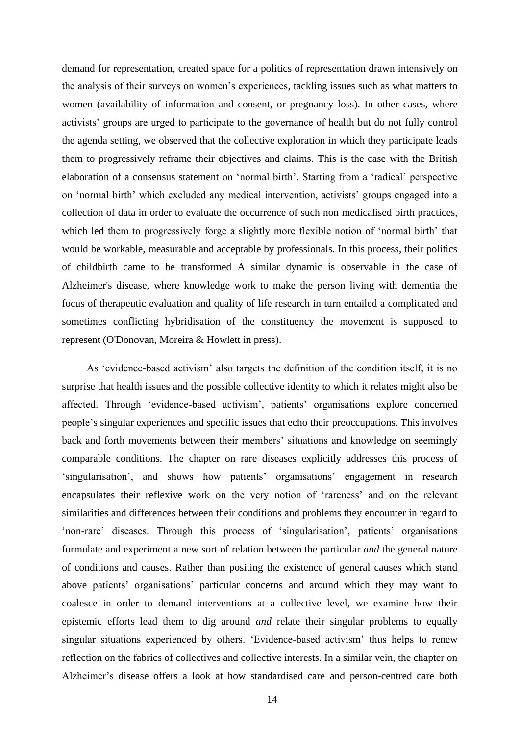demand for representation, created space for a politics of representation drawn intensively on the analysis of their surveys on women's experiences, tackling issues such as what matters to women (availability of information and consent, or pregnancy loss). In other cases, where activists' groups are urged to participate to the governance of health but do not fully control the agenda setting, we observed that the collective exploration in which they participate leads them to progressively reframe their objectives and claims. This is the case with the British elaboration of a consensus statement on 'normal birth'. Starting from a 'radical' perspective on 'normal birth' which excluded any medical intervention, activists' groups engaged into a collection of data in order to evaluate the occurrence of such non medicalised birth practices, which led them to progressively forge a slightly more flexible notion of 'normal birth' that would be workable, measurable and acceptable by professionals. In this process, their politics of childbirth came to be transformed A similar dynamic is observable in the case of Alzheimer's disease, where knowledge work to make the person living with dementia the focus of therapeutic evaluation and quality of life research in turn entailed a complicated and sometimes conflicting hybridisation of the constituency the movement is supposed to represent (O'Donovan, Moreira & Howlett in press).

As 'evidence-based activism' also targets the definition of the condition itself, it is no surprise that health issues and the possible collective identity to which it relates might also be affected. Through 'evidence-based activism', patients' organisations explore concerned people's singular experiences and specific issues that echo their preoccupations. This involves back and forth movements between their members' situations and knowledge on seemingly comparable conditions. The chapter on rare diseases explicitly addresses this process of 'singularisation', and shows how patients' organisations' engagement in research encapsulates their reflexive work on the very notion of 'rareness' and on the relevant similarities and differences between their conditions and problems they encounter in regard to 'non-rare' diseases. Through this process of 'singularisation', patients' organisations formulate and experiment a new sort of relation between the particular *and* the general nature of conditions and causes. Rather than positing the existence of general causes which stand above patients' organisations' particular concerns and around which they may want to coalesce in order to demand interventions at a collective level, we examine how their epistemic efforts lead them to dig around *and* relate their singular problems to equally singular situations experienced by others. 'Evidence-based activism' thus helps to renew reflection on the fabrics of collectives and collective interests. In a similar vein, the chapter on Alzheimer's disease offers a look at how standardised care and person-centred care both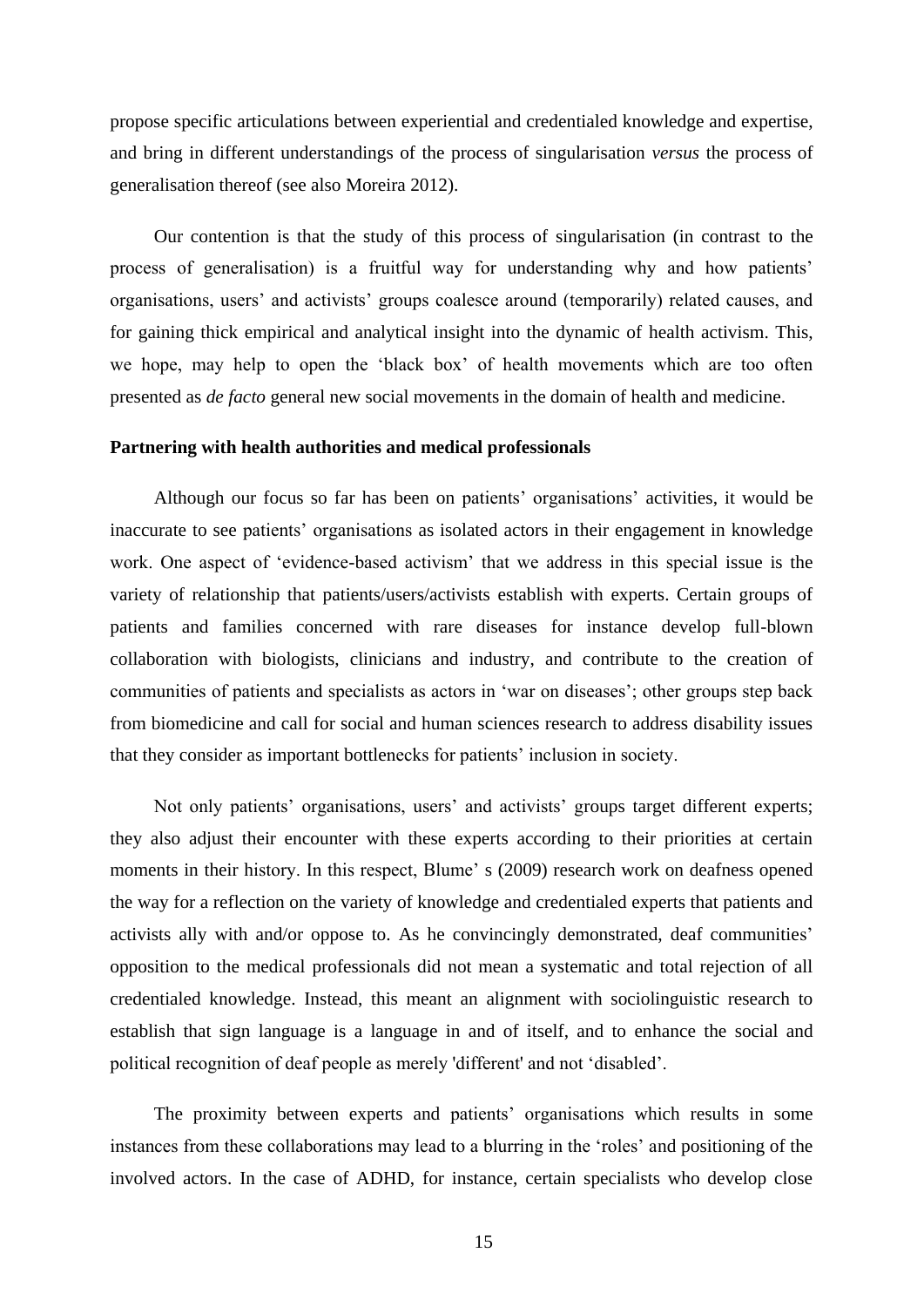propose specific articulations between experiential and credentialed knowledge and expertise, and bring in different understandings of the process of singularisation *versus* the process of generalisation thereof (see also Moreira 2012).

Our contention is that the study of this process of singularisation (in contrast to the process of generalisation) is a fruitful way for understanding why and how patients' organisations, users' and activists' groups coalesce around (temporarily) related causes, and for gaining thick empirical and analytical insight into the dynamic of health activism. This, we hope, may help to open the 'black box' of health movements which are too often presented as *de facto* general new social movements in the domain of health and medicine.

**Partnering with health authorities and medical professionals**

Although our focus so far has been on patients' organisations' activities, it would be inaccurate to see patients' organisations as isolated actors in their engagement in knowledge work. One aspect of 'evidence-based activism' that we address in this special issue is the variety of relationship that patients/users/activists establish with experts. Certain groups of patients and families concerned with rare diseases for instance develop full-blown collaboration with biologists, clinicians and industry, and contribute to the creation of communities of patients and specialists as actors in 'war on diseases'; other groups step back from biomedicine and call for social and human sciences research to address disability issues that they consider as important bottlenecks for patients' inclusion in society.

Not only patients' organisations, users' and activists' groups target different experts; they also adjust their encounter with these experts according to their priorities at certain moments in their history. In this respect, Blume' s (2009) research work on deafness opened the way for a reflection on the variety of knowledge and credentialed experts that patients and activists ally with and/or oppose to. As he convincingly demonstrated, deaf communities' opposition to the medical professionals did not mean a systematic and total rejection of all credentialed knowledge. Instead, this meant an alignment with sociolinguistic research to establish that sign language is a language in and of itself, and to enhance the social and political recognition of deaf people as merely 'different' and not 'disabled'.

The proximity between experts and patients' organisations which results in some instances from these collaborations may lead to a blurring in the 'roles' and positioning of the involved actors. In the case of ADHD, for instance, certain specialists who develop close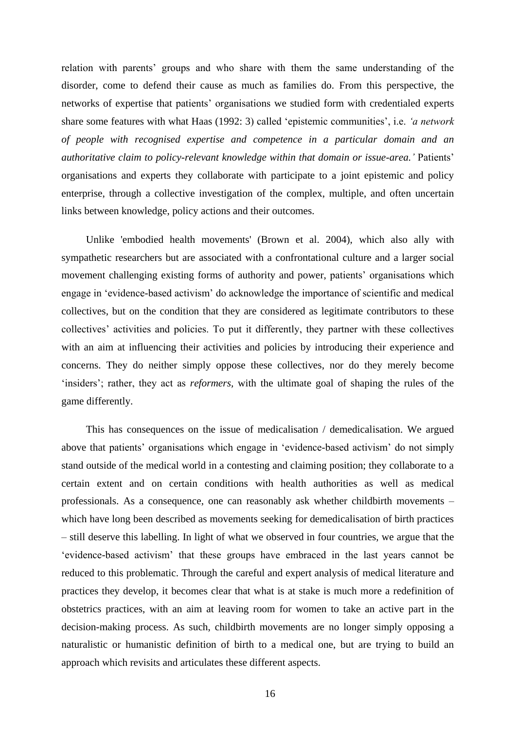relation with parents' groups and who share with them the same understanding of the disorder, come to defend their cause as much as families do. From this perspective, the networks of expertise that patients' organisations we studied form with credentialed experts share some features with what Haas (1992: 3) called 'epistemic communities', i.e. *'a network of people with recognised expertise and competence in a particular domain and an authoritative claim to policy-relevant knowledge within that domain or issue-area.'* Patients' organisations and experts they collaborate with participate to a joint epistemic and policy enterprise, through a collective investigation of the complex, multiple, and often uncertain links between knowledge, policy actions and their outcomes.

Unlike 'embodied health movements' (Brown et al. 2004), which also ally with sympathetic researchers but are associated with a confrontational culture and a larger social movement challenging existing forms of authority and power, patients' organisations which engage in 'evidence-based activism' do acknowledge the importance of scientific and medical collectives, but on the condition that they are considered as legitimate contributors to these collectives' activities and policies. To put it differently, they partner with these collectives with an aim at influencing their activities and policies by introducing their experience and concerns. They do neither simply oppose these collectives, nor do they merely become 'insiders'; rather, they act as *reformers,* with the ultimate goal of shaping the rules of the game differently.

This has consequences on the issue of medicalisation / demedicalisation. We argued above that patients' organisations which engage in 'evidence-based activism' do not simply stand outside of the medical world in a contesting and claiming position; they collaborate to a certain extent and on certain conditions with health authorities as well as medical professionals. As a consequence, one can reasonably ask whether childbirth movements – which have long been described as movements seeking for demedicalisation of birth practices – still deserve this labelling. In light of what we observed in four countries, we argue that the 'evidence-based activism' that these groups have embraced in the last years cannot be reduced to this problematic. Through the careful and expert analysis of medical literature and practices they develop, it becomes clear that what is at stake is much more a redefinition of obstetrics practices, with an aim at leaving room for women to take an active part in the decision-making process. As such, childbirth movements are no longer simply opposing a naturalistic or humanistic definition of birth to a medical one, but are trying to build an approach which revisits and articulates these different aspects.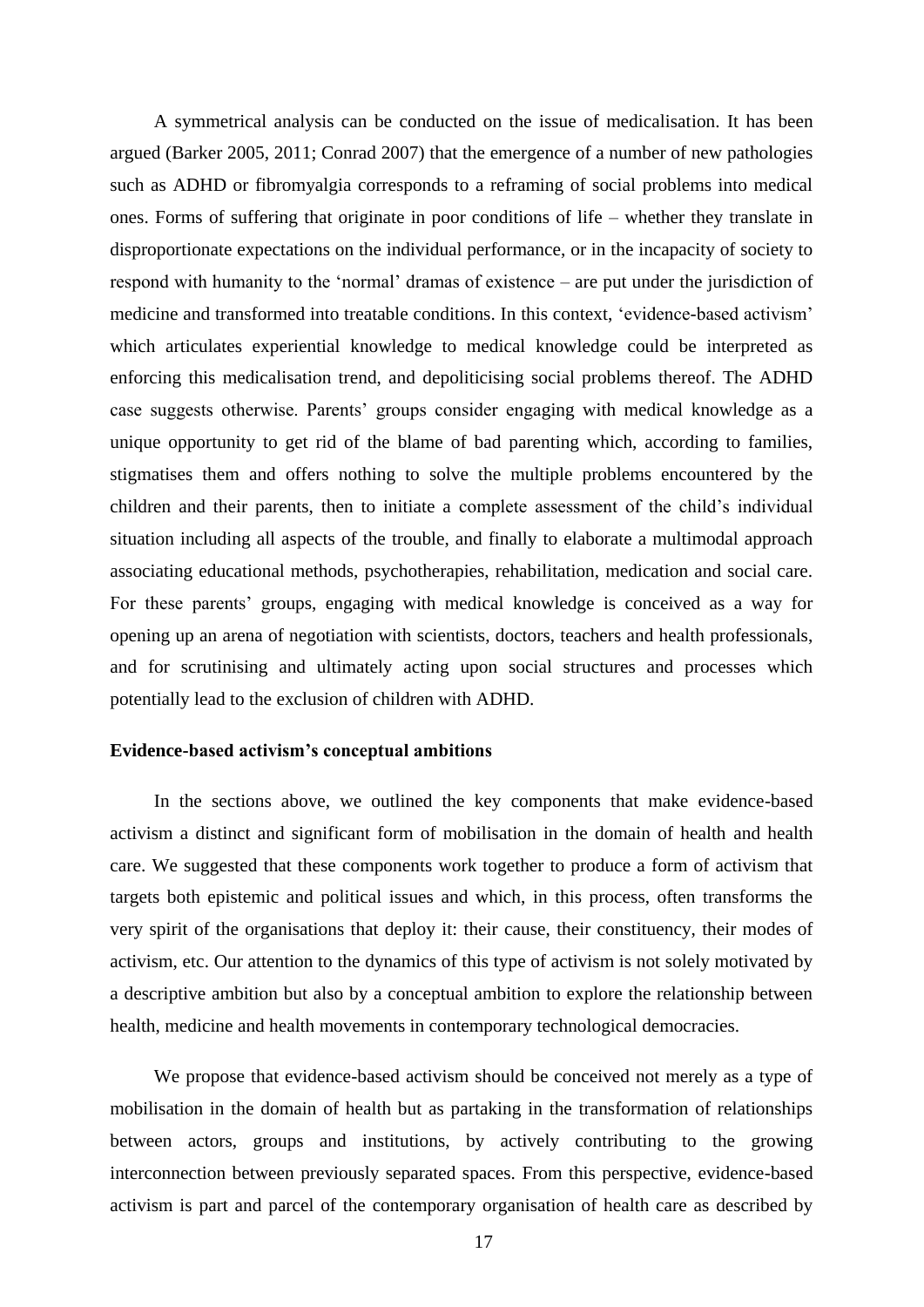A symmetrical analysis can be conducted on the issue of medicalisation. It has been argued (Barker 2005, 2011; Conrad 2007) that the emergence of a number of new pathologies such as ADHD or fibromyalgia corresponds to a reframing of social problems into medical ones. Forms of suffering that originate in poor conditions of life – whether they translate in disproportionate expectations on the individual performance, or in the incapacity of society to respond with humanity to the 'normal' dramas of existence – are put under the jurisdiction of medicine and transformed into treatable conditions. In this context, 'evidence-based activism' which articulates experiential knowledge to medical knowledge could be interpreted as enforcing this medicalisation trend, and depoliticising social problems thereof. The ADHD case suggests otherwise. Parents' groups consider engaging with medical knowledge as a unique opportunity to get rid of the blame of bad parenting which, according to families, stigmatises them and offers nothing to solve the multiple problems encountered by the children and their parents, then to initiate a complete assessment of the child's individual situation including all aspects of the trouble, and finally to elaborate a multimodal approach associating educational methods, psychotherapies, rehabilitation, medication and social care. For these parents' groups, engaging with medical knowledge is conceived as a way for opening up an arena of negotiation with scientists, doctors, teachers and health professionals, and for scrutinising and ultimately acting upon social structures and processes which potentially lead to the exclusion of children with ADHD.

**Evidence-based activism's conceptual ambitions**

In the sections above, we outlined the key components that make evidence-based activism a distinct and significant form of mobilisation in the domain of health and health care. We suggested that these components work together to produce a form of activism that targets both epistemic and political issues and which, in this process, often transforms the very spirit of the organisations that deploy it: their cause, their constituency, their modes of activism, etc. Our attention to the dynamics of this type of activism is not solely motivated by a descriptive ambition but also by a conceptual ambition to explore the relationship between health, medicine and health movements in contemporary technological democracies.

We propose that evidence-based activism should be conceived not merely as a type of mobilisation in the domain of health but as partaking in the transformation of relationships between actors, groups and institutions, by actively contributing to the growing interconnection between previously separated spaces. From this perspective, evidence-based activism is part and parcel of the contemporary organisation of health care as described by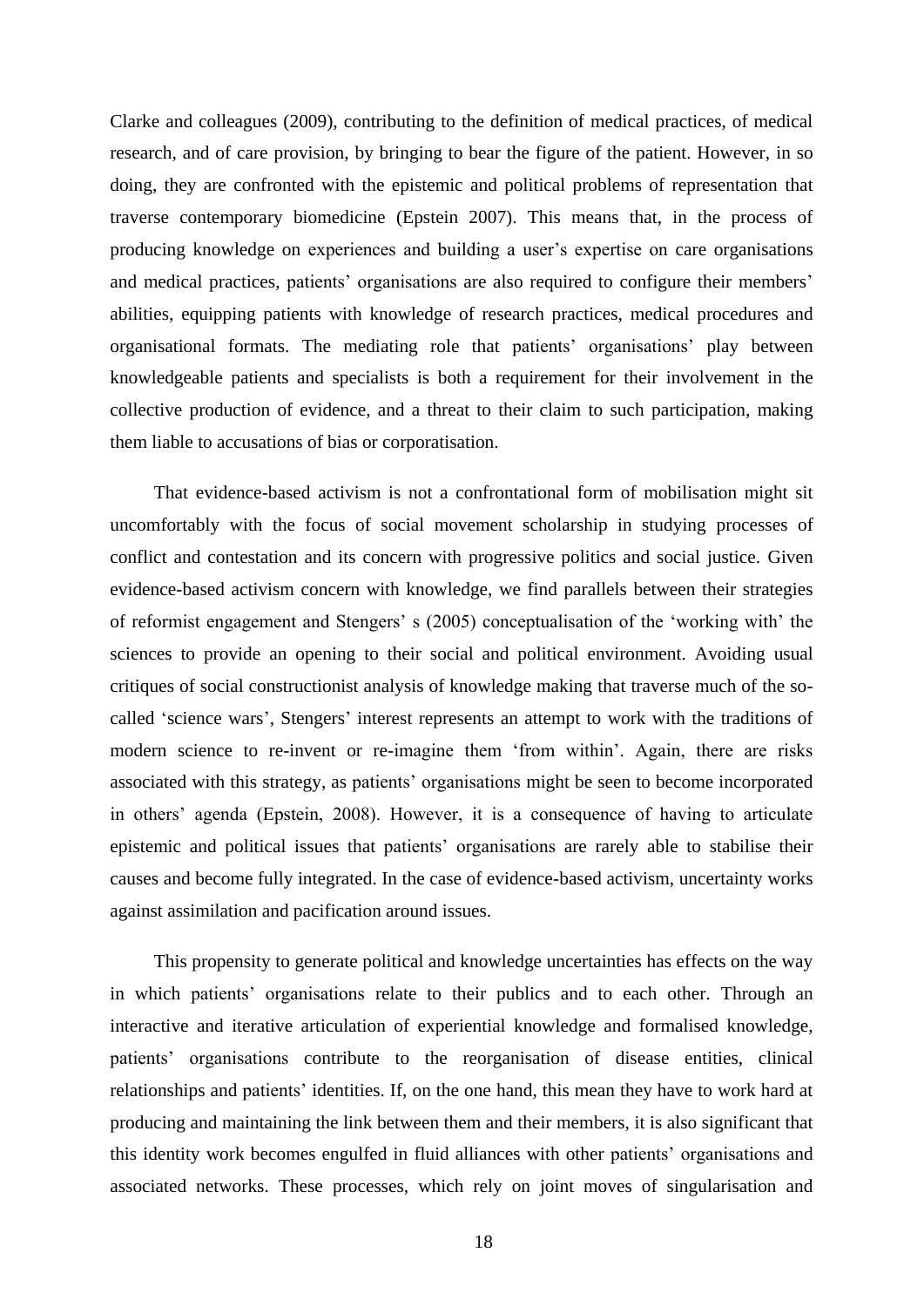Clarke and colleagues (2009), contributing to the definition of medical practices, of medical research, and of care provision, by bringing to bear the figure of the patient. However, in so doing, they are confronted with the epistemic and political problems of representation that traverse contemporary biomedicine (Epstein 2007). This means that, in the process of producing knowledge on experiences and building a user's expertise on care organisations and medical practices, patients' organisations are also required to configure their members' abilities, equipping patients with knowledge of research practices, medical procedures and organisational formats. The mediating role that patients' organisations' play between knowledgeable patients and specialists is both a requirement for their involvement in the collective production of evidence, and a threat to their claim to such participation, making them liable to accusations of bias or corporatisation.

That evidence-based activism is not a confrontational form of mobilisation might sit uncomfortably with the focus of social movement scholarship in studying processes of conflict and contestation and its concern with progressive politics and social justice. Given evidence-based activism concern with knowledge, we find parallels between their strategies of reformist engagement and Stengers' s (2005) conceptualisation of the 'working with' the sciences to provide an opening to their social and political environment. Avoiding usual critiques of social constructionist analysis of knowledge making that traverse much of the so-called 'science wars', Stengers' interest represents an attempt to work with the traditions of modern science to re-invent or re-imagine them 'from within'. Again, there are risks associated with this strategy, as patients' organisations might be seen to become incorporated in others' agenda (Epstein, 2008). However, it is a consequence of having to articulate epistemic and political issues that patients' organisations are rarely able to stabilise their causes and become fully integrated. In the case of evidence-based activism, uncertainty works against assimilation and pacification around issues.

This propensity to generate political and knowledge uncertainties has effects on the way in which patients' organisations relate to their publics and to each other. Through an interactive and iterative articulation of experiential knowledge and formalised knowledge, patients' organisations contribute to the reorganisation of disease entities, clinical relationships and patients' identities. If, on the one hand, this mean they have to work hard at producing and maintaining the link between them and their members, it is also significant that this identity work becomes engulfed in fluid alliances with other patients' organisations and associated networks. These processes, which rely on joint moves of singularisation and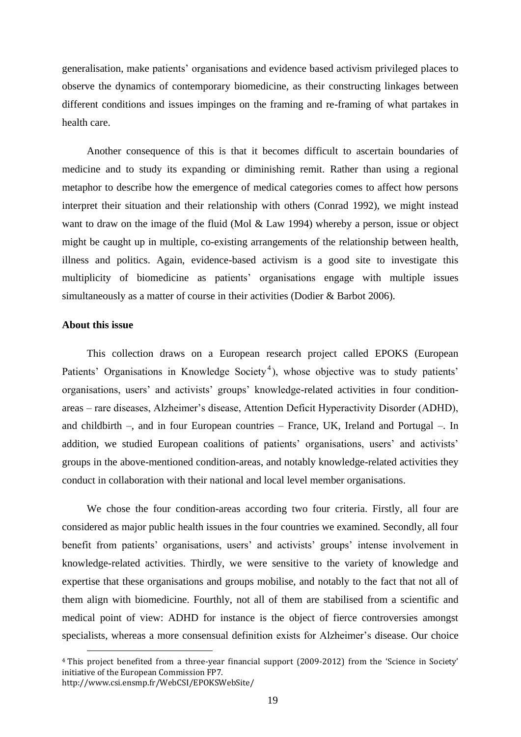generalisation, make patients' organisations and evidence based activism privileged places to observe the dynamics of contemporary biomedicine, as their constructing linkages between different conditions and issues impinges on the framing and re-framing of what partakes in health care.

Another consequence of this is that it becomes difficult to ascertain boundaries of medicine and to study its expanding or diminishing remit. Rather than using a regional metaphor to describe how the emergence of medical categories comes to affect how persons interpret their situation and their relationship with others (Conrad 1992), we might instead want to draw on the image of the fluid (Mol & Law 1994) whereby a person, issue or object might be caught up in multiple, co-existing arrangements of the relationship between health, illness and politics. Again, evidence-based activism is a good site to investigate this multiplicity of biomedicine as patients' organisations engage with multiple issues simultaneously as a matter of course in their activities (Dodier & Barbot 2006).

**About this issue**

This collection draws on a European research project called EPOKS (European Patients' Organisations in Knowledge Society[4]), whose objective was to study patients' organisations, users' and activists' groups' knowledge-related activities in four condition-areas – rare diseases, Alzheimer's disease, Attention Deficit Hyperactivity Disorder (ADHD), and childbirth –, and in four European countries – France, UK, Ireland and Portugal –. In addition, we studied European coalitions of patients' organisations, users' and activists' groups in the above-mentioned condition-areas, and notably knowledge-related activities they conduct in collaboration with their national and local level member organisations.

We chose the four condition-areas according two four criteria. Firstly, all four are considered as major public health issues in the four countries we examined. Secondly, all four benefit from patients' organisations, users' and activists' groups' intense involvement in knowledge-related activities. Thirdly, we were sensitive to the variety of knowledge and expertise that these organisations and groups mobilise, and notably to the fact that not all of them align with biomedicine. Fourthly, not all of them are stabilised from a scientific and medical point of view: ADHD for instance is the object of fierce controversies amongst specialists, whereas a more consensual definition exists for Alzheimer's disease. Our choice

[4] This project benefited from a three-year financial support (2009-2012) from the 'Science in Society' initiative of the European Commission FP7.
http://www.csi.ensmp.fr/WebCSI/EPOKSWebSite/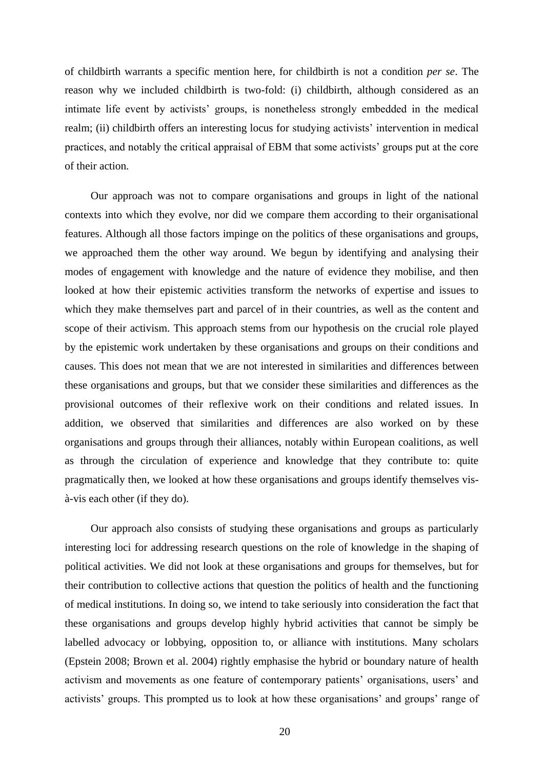of childbirth warrants a specific mention here, for childbirth is not a condition *per se*. The reason why we included childbirth is two-fold: (i) childbirth, although considered as an intimate life event by activists' groups, is nonetheless strongly embedded in the medical realm; (ii) childbirth offers an interesting locus for studying activists' intervention in medical practices, and notably the critical appraisal of EBM that some activists' groups put at the core of their action.

Our approach was not to compare organisations and groups in light of the national contexts into which they evolve, nor did we compare them according to their organisational features. Although all those factors impinge on the politics of these organisations and groups, we approached them the other way around. We begun by identifying and analysing their modes of engagement with knowledge and the nature of evidence they mobilise, and then looked at how their epistemic activities transform the networks of expertise and issues to which they make themselves part and parcel of in their countries, as well as the content and scope of their activism. This approach stems from our hypothesis on the crucial role played by the epistemic work undertaken by these organisations and groups on their conditions and causes. This does not mean that we are not interested in similarities and differences between these organisations and groups, but that we consider these similarities and differences as the provisional outcomes of their reflexive work on their conditions and related issues. In addition, we observed that similarities and differences are also worked on by these organisations and groups through their alliances, notably within European coalitions, as well as through the circulation of experience and knowledge that they contribute to: quite pragmatically then, we looked at how these organisations and groups identify themselves vis-à-vis each other (if they do).

Our approach also consists of studying these organisations and groups as particularly interesting loci for addressing research questions on the role of knowledge in the shaping of political activities. We did not look at these organisations and groups for themselves, but for their contribution to collective actions that question the politics of health and the functioning of medical institutions. In doing so, we intend to take seriously into consideration the fact that these organisations and groups develop highly hybrid activities that cannot be simply be labelled advocacy or lobbying, opposition to, or alliance with institutions. Many scholars (Epstein 2008; Brown et al. 2004) rightly emphasise the hybrid or boundary nature of health activism and movements as one feature of contemporary patients' organisations, users' and activists' groups. This prompted us to look at how these organisations' and groups' range of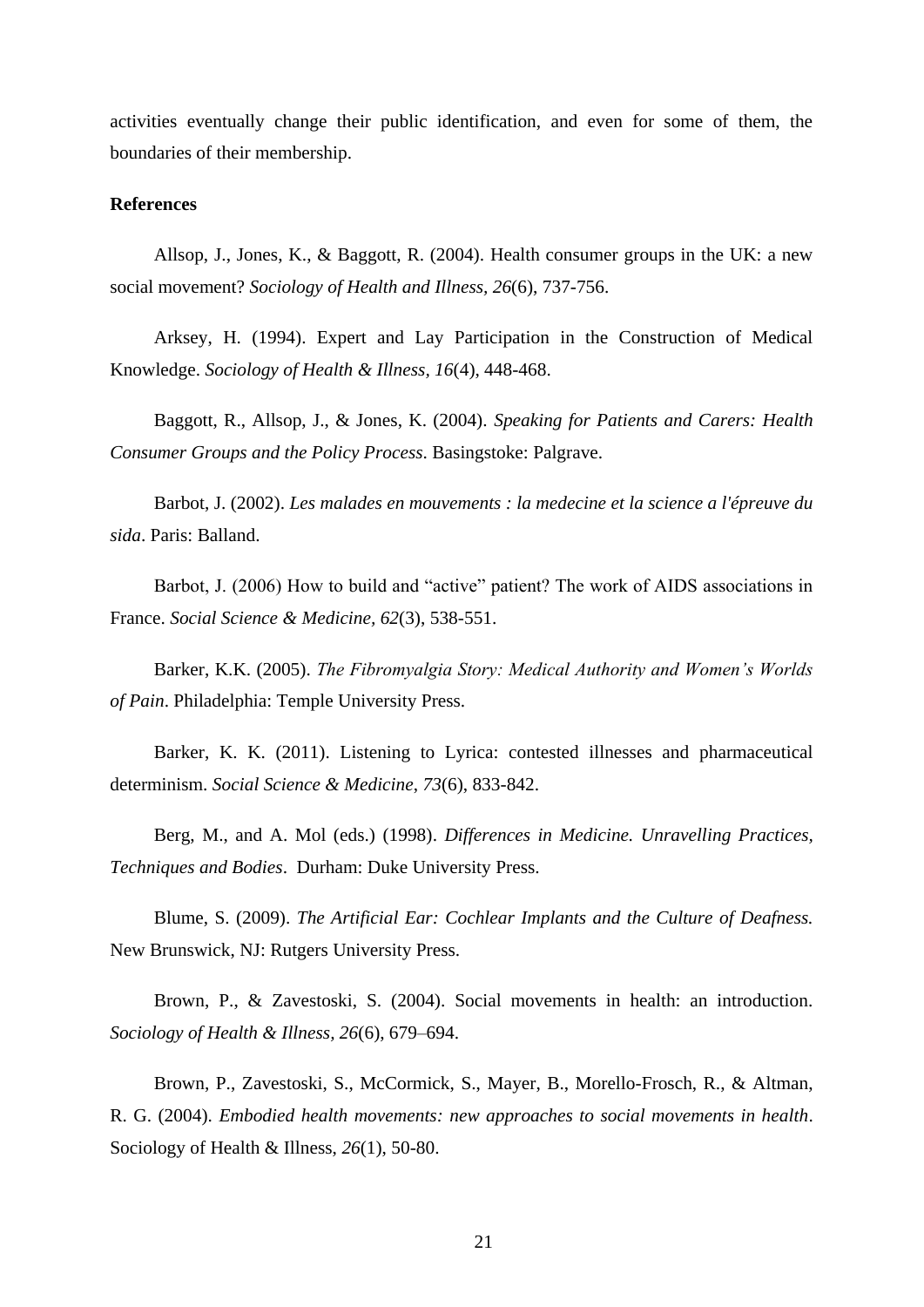activities eventually change their public identification, and even for some of them, the boundaries of their membership.

**References**

Allsop, J., Jones, K., & Baggott, R. (2004). Health consumer groups in the UK: a new social movement? *Sociology of Health and Illness*, *26*(6), 737-756.

Arksey, H. (1994). Expert and Lay Participation in the Construction of Medical Knowledge. *Sociology of Health & Illness, 16*(4), 448-468.

Baggott, R., Allsop, J., & Jones, K. (2004). *Speaking for Patients and Carers: Health Consumer Groups and the Policy Process*. Basingstoke: Palgrave.

Barbot, J. (2002). *Les malades en mouvements : la medecine et la science a l'épreuve du sida*. Paris: Balland.

Barbot, J. (2006) How to build and "active" patient? The work of AIDS associations in France. *Social Science & Medicine, 62*(3), 538-551.

Barker, K.K. (2005). *The Fibromyalgia Story: Medical Authority and Women's Worlds of Pain*. Philadelphia: Temple University Press.

Barker, K. K. (2011). Listening to Lyrica: contested illnesses and pharmaceutical determinism. *Social Science & Medicine*, *73*(6), 833-842.

Berg, M., and A. Mol (eds.) (1998). *Differences in Medicine. Unravelling Practices, Techniques and Bodies*. Durham: Duke University Press.

Blume, S. (2009). *The Artificial Ear: Cochlear Implants and the Culture of Deafness.* New Brunswick, NJ: Rutgers University Press.

Brown, P., & Zavestoski, S. (2004). Social movements in health: an introduction. *Sociology of Health & Illness, 26*(6), 679–694.

Brown, P., Zavestoski, S., McCormick, S., Mayer, B., Morello-Frosch, R., & Altman, R. G. (2004). *Embodied health movements: new approaches to social movements in health*. Sociology of Health & Illness, *26*(1), 50-80.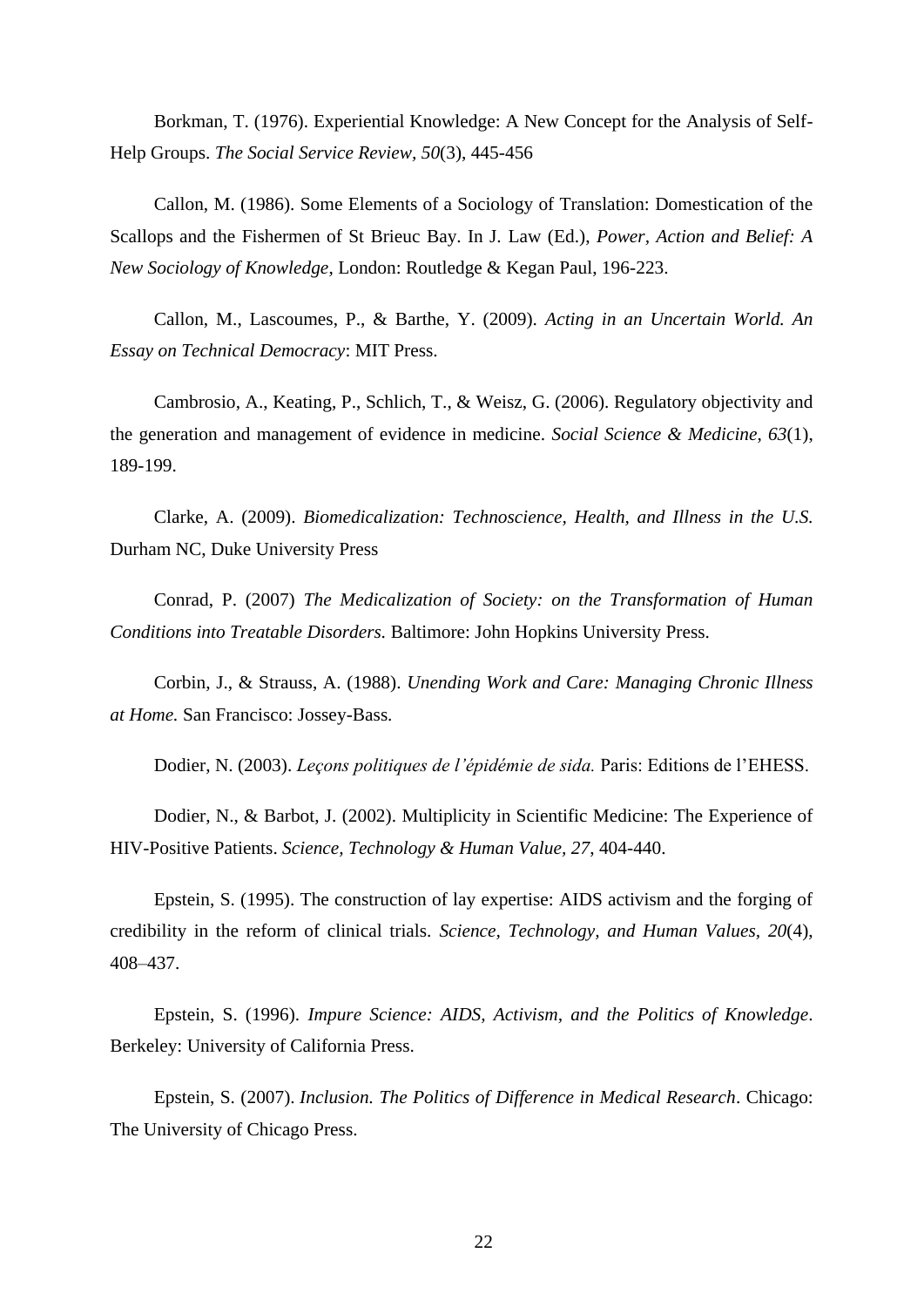Borkman, T. (1976). Experiential Knowledge: A New Concept for the Analysis of Self-Help Groups. *The Social Service Review, 50*(3), 445-456

Callon, M. (1986). Some Elements of a Sociology of Translation: Domestication of the Scallops and the Fishermen of St Brieuc Bay. In J. Law (Ed.), *Power, Action and Belief: A New Sociology of Knowledge*, London: Routledge & Kegan Paul, 196-223.

Callon, M., Lascoumes, P., & Barthe, Y. (2009). *Acting in an Uncertain World. An Essay on Technical Democracy*: MIT Press.

Cambrosio, A., Keating, P., Schlich, T., & Weisz, G. (2006). Regulatory objectivity and the generation and management of evidence in medicine. *Social Science & Medicine, 63*(1), 189-199.

Clarke, A. (2009). *Biomedicalization: Technoscience, Health, and Illness in the U.S.* Durham NC, Duke University Press

Conrad, P. (2007) *The Medicalization of Society: on the Transformation of Human Conditions into Treatable Disorders.* Baltimore: John Hopkins University Press.

Corbin, J., & Strauss, A. (1988). *Unending Work and Care: Managing Chronic Illness at Home.* San Francisco: Jossey-Bass.

Dodier, N. (2003). *Leçons politiques de l'épidémie de sida.* Paris: Editions de l'EHESS.

Dodier, N., & Barbot, J. (2002). Multiplicity in Scientific Medicine: The Experience of HIV-Positive Patients. *Science, Technology & Human Value, 27*, 404-440.

Epstein, S. (1995). The construction of lay expertise: AIDS activism and the forging of credibility in the reform of clinical trials. *Science, Technology, and Human Values, 20*(4), 408–437.

Epstein, S. (1996). *Impure Science: AIDS, Activism, and the Politics of Knowledge*. Berkeley: University of California Press.

Epstein, S. (2007). *Inclusion. The Politics of Difference in Medical Research*. Chicago: The University of Chicago Press.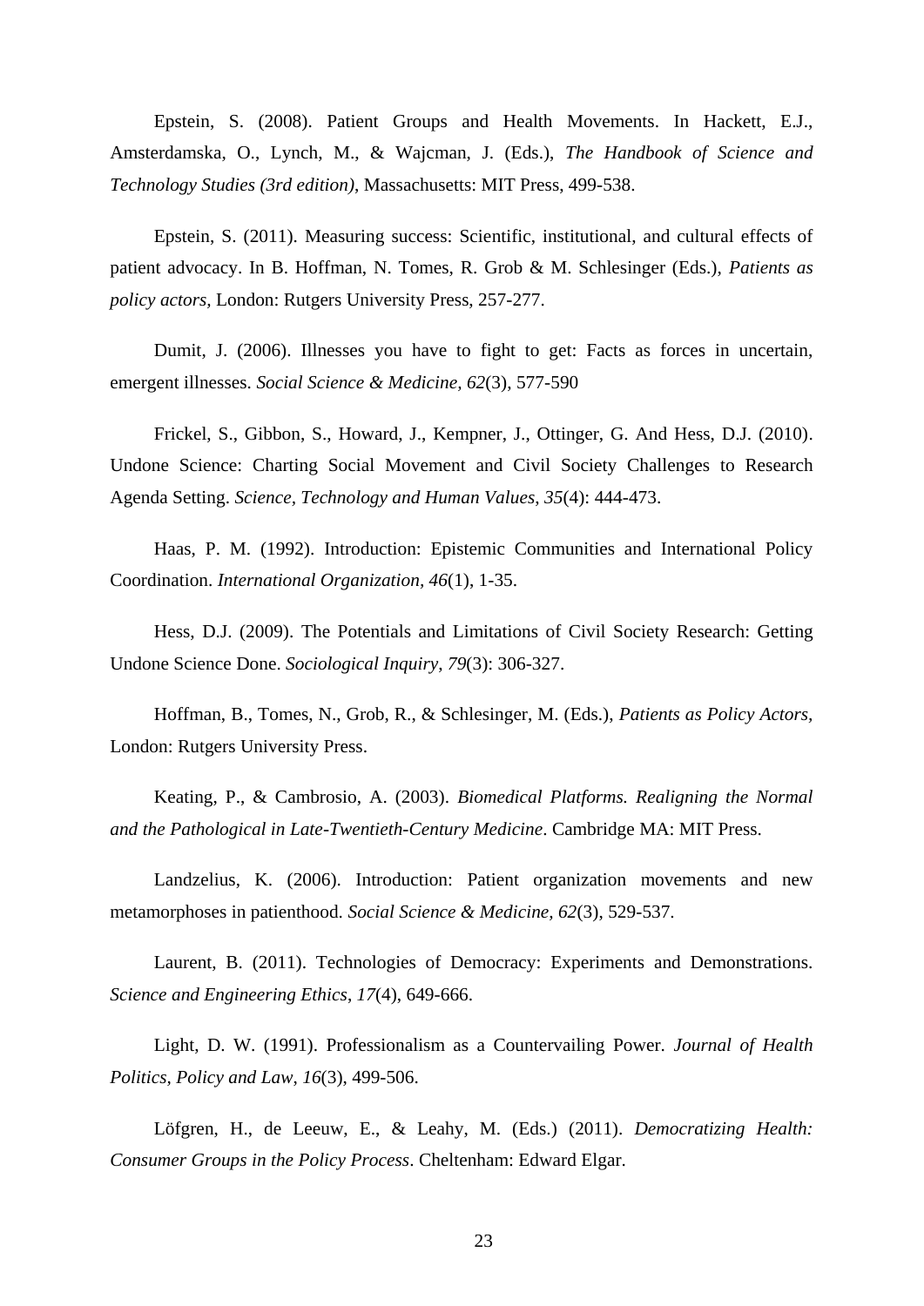Epstein, S. (2008). Patient Groups and Health Movements. In Hackett, E.J., Amsterdamska, O., Lynch, M., & Wajcman, J. (Eds.), *The Handbook of Science and Technology Studies (3rd edition)*, Massachusetts: MIT Press, 499-538.

Epstein, S. (2011). Measuring success: Scientific, institutional, and cultural effects of patient advocacy. In B. Hoffman, N. Tomes, R. Grob & M. Schlesinger (Eds.), *Patients as policy actors,* London: Rutgers University Press, 257-277.

Dumit, J. (2006). Illnesses you have to fight to get: Facts as forces in uncertain, emergent illnesses. *Social Science & Medicine, 62*(3), 577-590

Frickel, S., Gibbon, S., Howard, J., Kempner, J., Ottinger, G. And Hess, D.J. (2010). Undone Science: Charting Social Movement and Civil Society Challenges to Research Agenda Setting. *Science, Technology and Human Values*, *35*(4): 444-473.

Haas, P. M. (1992). Introduction: Epistemic Communities and International Policy Coordination. *International Organization, 46*(1), 1-35.

Hess, D.J. (2009). The Potentials and Limitations of Civil Society Research: Getting Undone Science Done. *Sociological Inquiry*, *79*(3): 306-327.

Hoffman, B., Tomes, N., Grob, R., & Schlesinger, M. (Eds.), *Patients as Policy Actors,* London: Rutgers University Press.

Keating, P., & Cambrosio, A. (2003). *Biomedical Platforms. Realigning the Normal and the Pathological in Late-Twentieth-Century Medicine*. Cambridge MA: MIT Press.

Landzelius, K. (2006). Introduction: Patient organization movements and new metamorphoses in patienthood. *Social Science & Medicine, 62*(3), 529-537.

Laurent, B. (2011). Technologies of Democracy: Experiments and Demonstrations. *Science and Engineering Ethics*, *17*(4), 649-666.

Light, D. W. (1991). Professionalism as a Countervailing Power. *Journal of Health Politics, Policy and Law*, *16*(3), 499-506.

Löfgren, H., de Leeuw, E., & Leahy, M. (Eds.) (2011). *Democratizing Health: Consumer Groups in the Policy Process*. Cheltenham: Edward Elgar.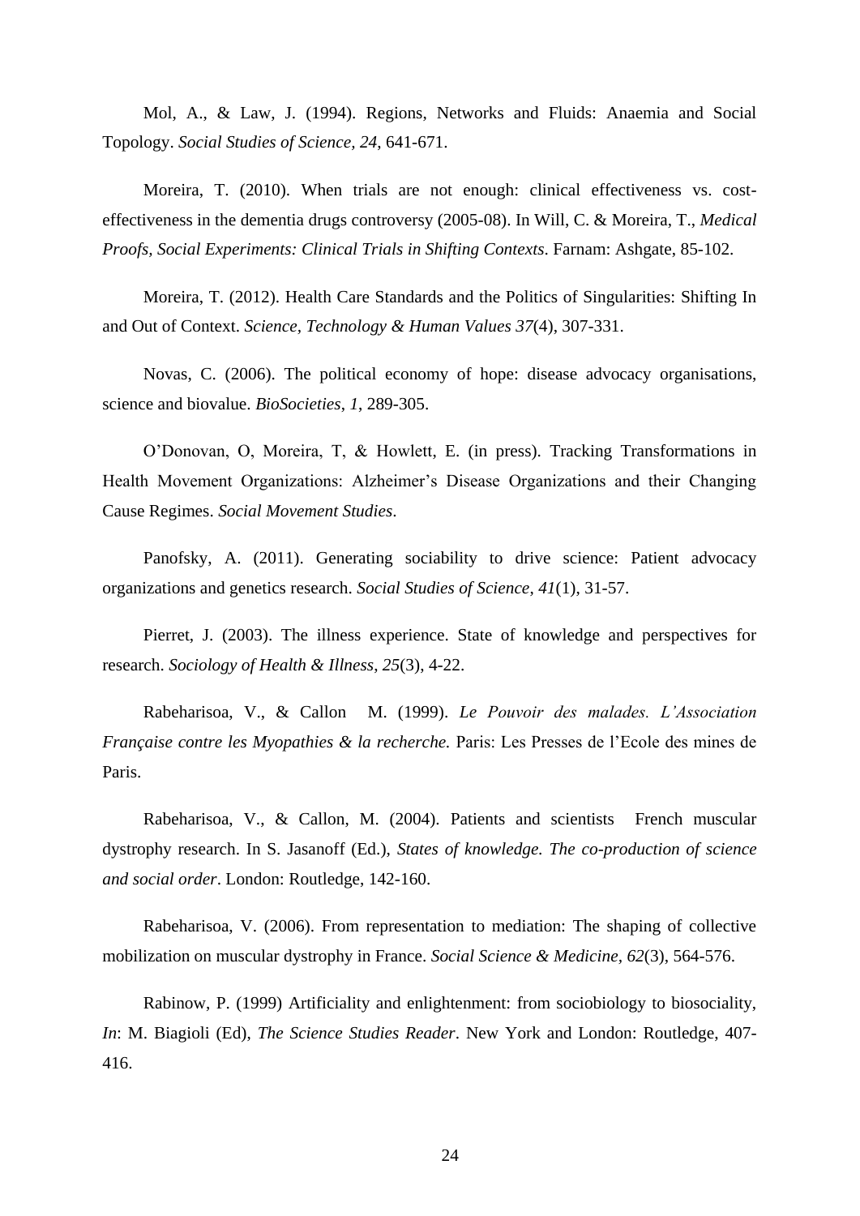Mol, A., & Law, J. (1994). Regions, Networks and Fluids: Anaemia and Social Topology. *Social Studies of Science, 24,* 641-671.

Moreira, T. (2010). When trials are not enough: clinical effectiveness vs. cost-effectiveness in the dementia drugs controversy (2005-08). In Will, C. & Moreira, T., *Medical Proofs, Social Experiments: Clinical Trials in Shifting Contexts*. Farnam: Ashgate, 85-102.

Moreira, T. (2012). Health Care Standards and the Politics of Singularities: Shifting In and Out of Context. *Science, Technology & Human Values 37*(4), 307-331.

Novas, C. (2006). The political economy of hope: disease advocacy organisations, science and biovalue. *BioSocieties*, *1*, 289-305.

O'Donovan, O, Moreira, T, & Howlett, E. (in press). Tracking Transformations in Health Movement Organizations: Alzheimer's Disease Organizations and their Changing Cause Regimes. *Social Movement Studies*.

Panofsky, A. (2011). Generating sociability to drive science: Patient advocacy organizations and genetics research. *Social Studies of Science*, *41*(1), 31-57.

Pierret, J. (2003). The illness experience. State of knowledge and perspectives for research. *Sociology of Health & Illness*, *25*(3), 4-22.

Rabeharisoa, V., & Callon M. (1999). *Le Pouvoir des malades. L'Association Française contre les Myopathies & la recherche.* Paris: Les Presses de l'Ecole des mines de Paris.

Rabeharisoa, V., & Callon, M. (2004). Patients and scientists French muscular dystrophy research. In S. Jasanoff (Ed.), *States of knowledge. The co-production of science and social order*. London: Routledge, 142-160.

Rabeharisoa, V. (2006). From representation to mediation: The shaping of collective mobilization on muscular dystrophy in France. *Social Science & Medicine, 62*(3), 564-576.

Rabinow, P. (1999) Artificiality and enlightenment: from sociobiology to biosociality, *In*: M. Biagioli (Ed), *The Science Studies Reader*. New York and London: Routledge, 407-416.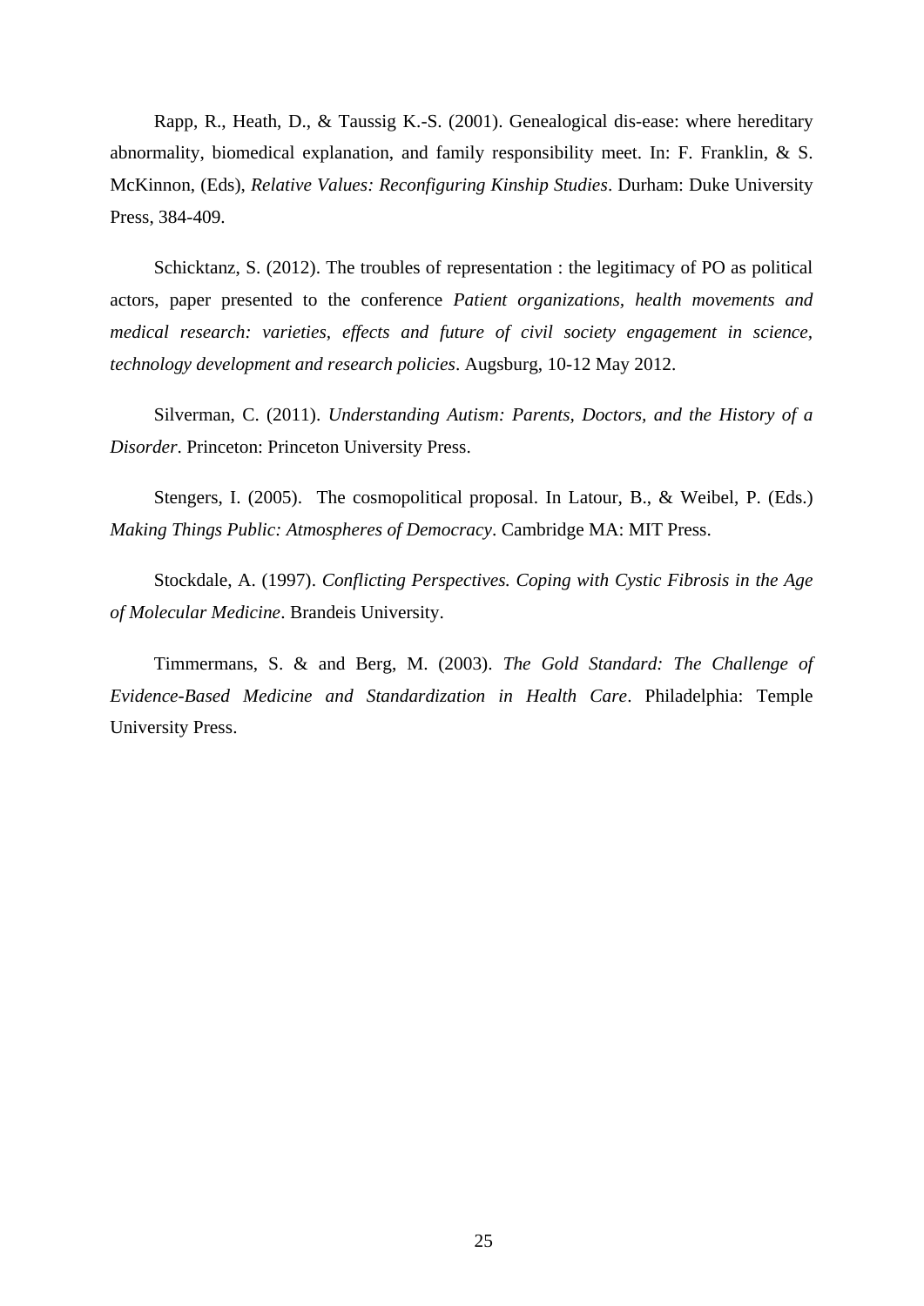Rapp, R., Heath, D., & Taussig K.-S. (2001). Genealogical dis-ease: where hereditary abnormality, biomedical explanation, and family responsibility meet. In: F. Franklin, & S. McKinnon, (Eds), *Relative Values: Reconfiguring Kinship Studies*. Durham: Duke University Press, 384-409.

Schicktanz, S. (2012). The troubles of representation : the legitimacy of PO as political actors, paper presented to the conference *Patient organizations, health movements and medical research: varieties, effects and future of civil society engagement in science, technology development and research policies*. Augsburg, 10-12 May 2012.

Silverman, C. (2011). *Understanding Autism: Parents, Doctors, and the History of a Disorder*. Princeton: Princeton University Press.

Stengers, I. (2005). The cosmopolitical proposal. In Latour, B., & Weibel, P. (Eds.) *Making Things Public: Atmospheres of Democracy*. Cambridge MA: MIT Press.

Stockdale, A. (1997). *Conflicting Perspectives. Coping with Cystic Fibrosis in the Age of Molecular Medicine*. Brandeis University.

Timmermans, S. & and Berg, M. (2003). *The Gold Standard: The Challenge of Evidence-Based Medicine and Standardization in Health Care*. Philadelphia: Temple University Press.